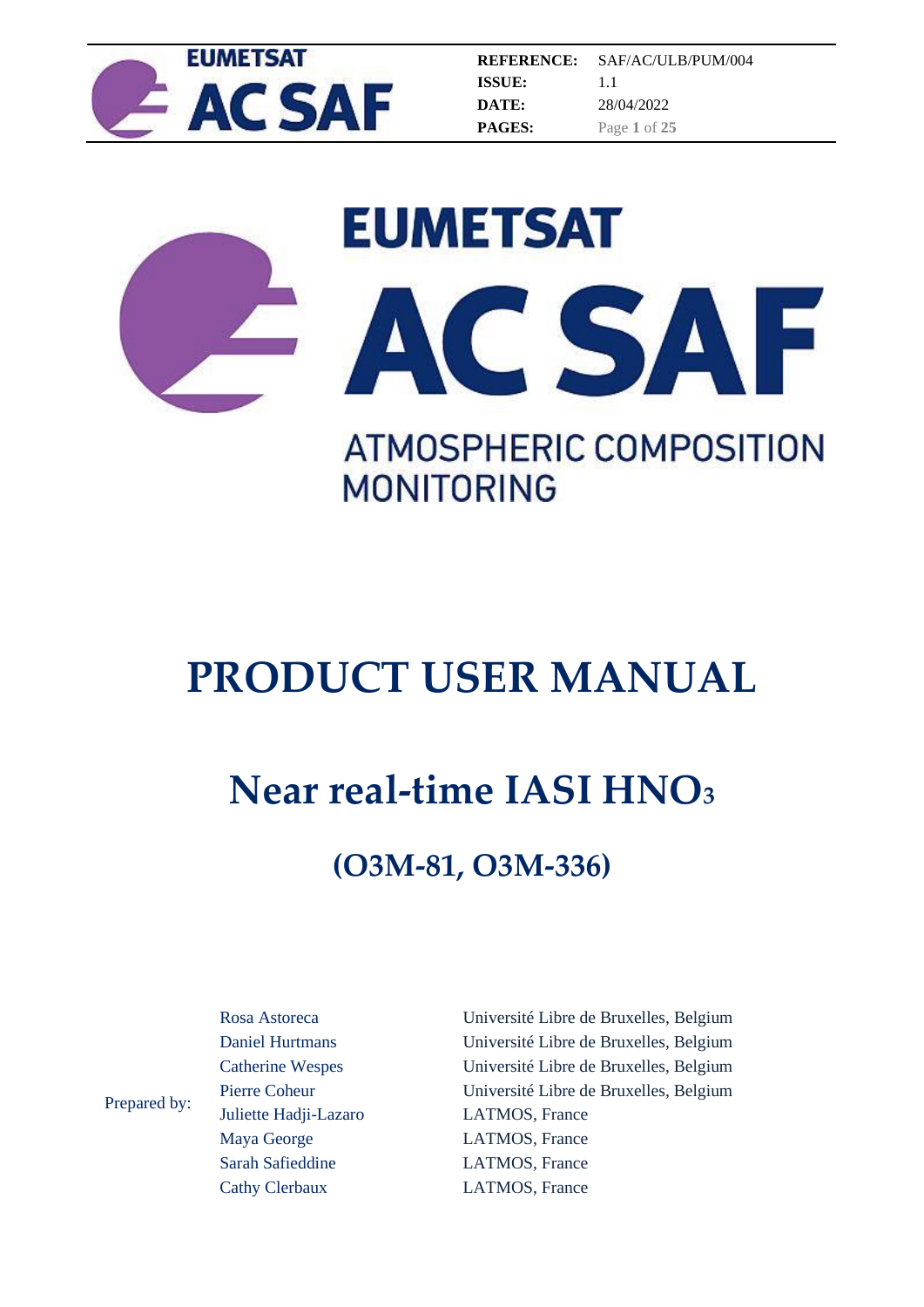| | |
|---|---|
| **REFERENCE:** | SAF/AC/ULB/PUM/004 |
| **ISSUE:** | 1.1 |
| **DATE:** | 28/04/2022 |
| **PAGES:** | Page 1 of 25 |

EUMETSAT

AC SAF

ATMOSPHERIC COMPOSITION MONITORING

# PRODUCT USER MANUAL

## Near real-time IASI $HNO_3$

### (O3M-81, O3M-336)

Prepared by:

| | |
|---|---|
| Rosa Astoreca | Université Libre de Bruxelles, Belgium |
| Daniel Hurtmans | Université Libre de Bruxelles, Belgium |
| Catherine Wespes | Université Libre de Bruxelles, Belgium |
| Pierre Coheur | Université Libre de Bruxelles, Belgium |
| Juliette Hadji-Lazaro | LATMOS, France |
| Maya George | LATMOS, France |
| Sarah Safieddine | LATMOS, France |
| Cathy Clerbaux | LATMOS, France |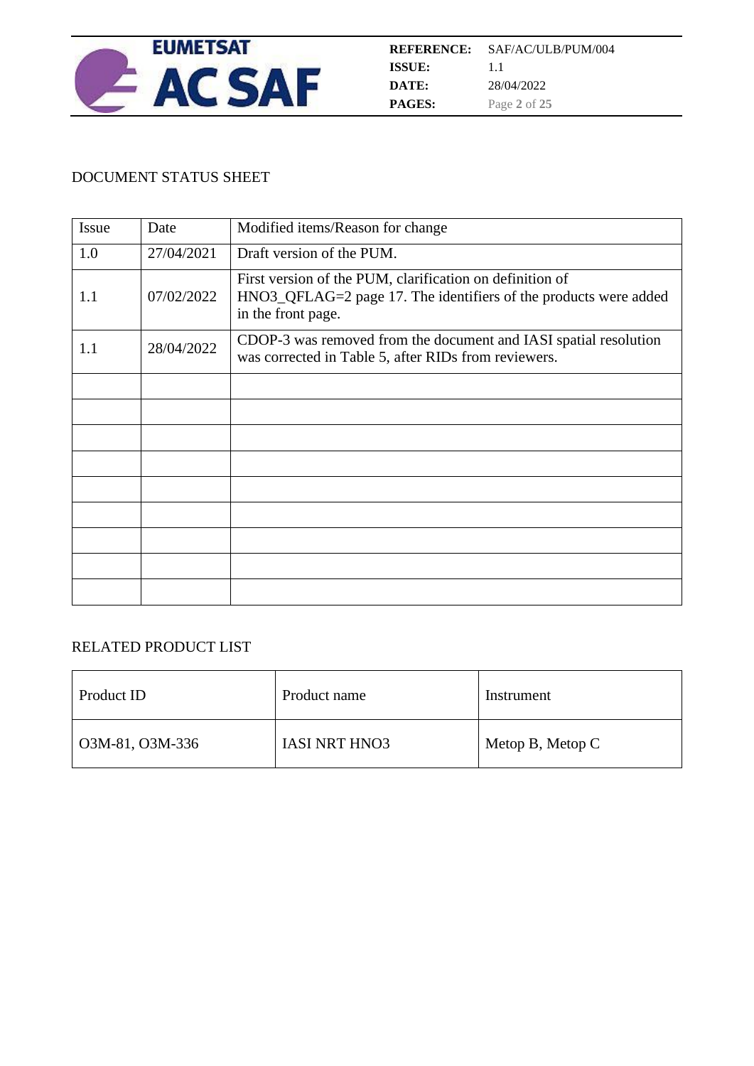## DOCUMENT STATUS SHEET

| Issue | Date | Modified items/Reason for change |
|---|---|---|
| 1.0 | 27/04/2021 | Draft version of the PUM. |
| 1.1 | 07/02/2022 | First version of the PUM, clarification on definition of HNO3_QFLAG=2 page 17. The identifiers of the products were added in the front page. |
| 1.1 | 28/04/2022 | CDOP-3 was removed from the document and IASI spatial resolution was corrected in Table 5, after RIDs from reviewers. |
| | | |
| | | |
| | | |
| | | |
| | | |
| | | |
| | | |
| | | |
| | | |

## RELATED PRODUCT LIST

| Product ID | Product name | Instrument |
|---|---|---|
| O3M-81, O3M-336 | IASI NRT HNO3 | Metop B, Metop C |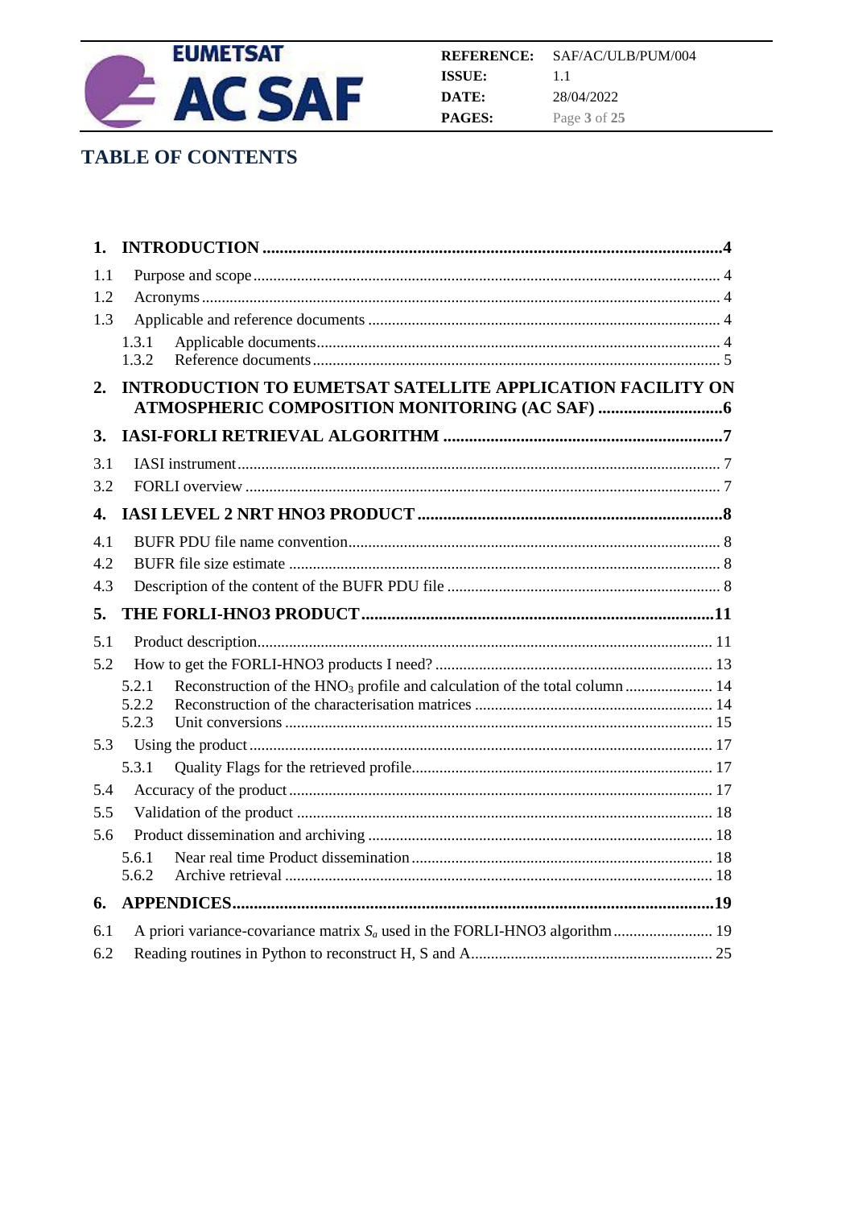# TABLE OF CONTENTS

**1. INTRODUCTION ........................................................................................................4**

1.1 Purpose and scope ..................................................................................................... 4

1.2 Acronyms ................................................................................................................... 4

1.3 Applicable and reference documents ........................................................................ 4

- 1.3.1 Applicable documents ........................................................................................ 4
- 1.3.2 Reference documents ......................................................................................... 5

**2. INTRODUCTION TO EUMETSAT SATELLITE APPLICATION FACILITY ON ATMOSPHERIC COMPOSITION MONITORING (AC SAF) .............................6**

**3. IASI-FORLI RETRIEVAL ALGORITHM .................................................................7**

3.1 IASI instrument .......................................................................................................... 7

3.2 FORLI overview ......................................................................................................... 7

**4. IASI LEVEL 2 NRT HNO3 PRODUCT .......................................................................8**

4.1 BUFR PDU file name convention .............................................................................. 8

4.2 BUFR file size estimate ............................................................................................. 8

4.3 Description of the content of the BUFR PDU file ..................................................... 8

**5. THE FORLI-HNO3 PRODUCT ..................................................................................11**

5.1 Product description ................................................................................................... 11

5.2 How to get the FORLI-HNO3 products I need? ........................................................ 13

- 5.2.1 Reconstruction of the $HNO_3$ profile and calculation of the total column ...................... 14
- 5.2.2 Reconstruction of the characterisation matrices ............................................................ 14
- 5.2.3 Unit conversions ........................................................................................................... 15

5.3 Using the product ...................................................................................................... 17

- 5.3.1 Quality Flags for the retrieved profile ............................................................................ 17

5.4 Accuracy of the product ............................................................................................. 17

5.5 Validation of the product ........................................................................................... 18

5.6 Product dissemination and archiving ........................................................................ 18

- 5.6.1 Near real time Product dissemination ........................................................................... 18
- 5.6.2 Archive retrieval ............................................................................................................ 18

**6. APPENDICES ...............................................................................................................19**

6.1 A priori variance-covariance matrix $S_a$ used in the FORLI-HNO3 algorithm ......................... 19

6.2 Reading routines in Python to reconstruct H, S and A ............................................................ 25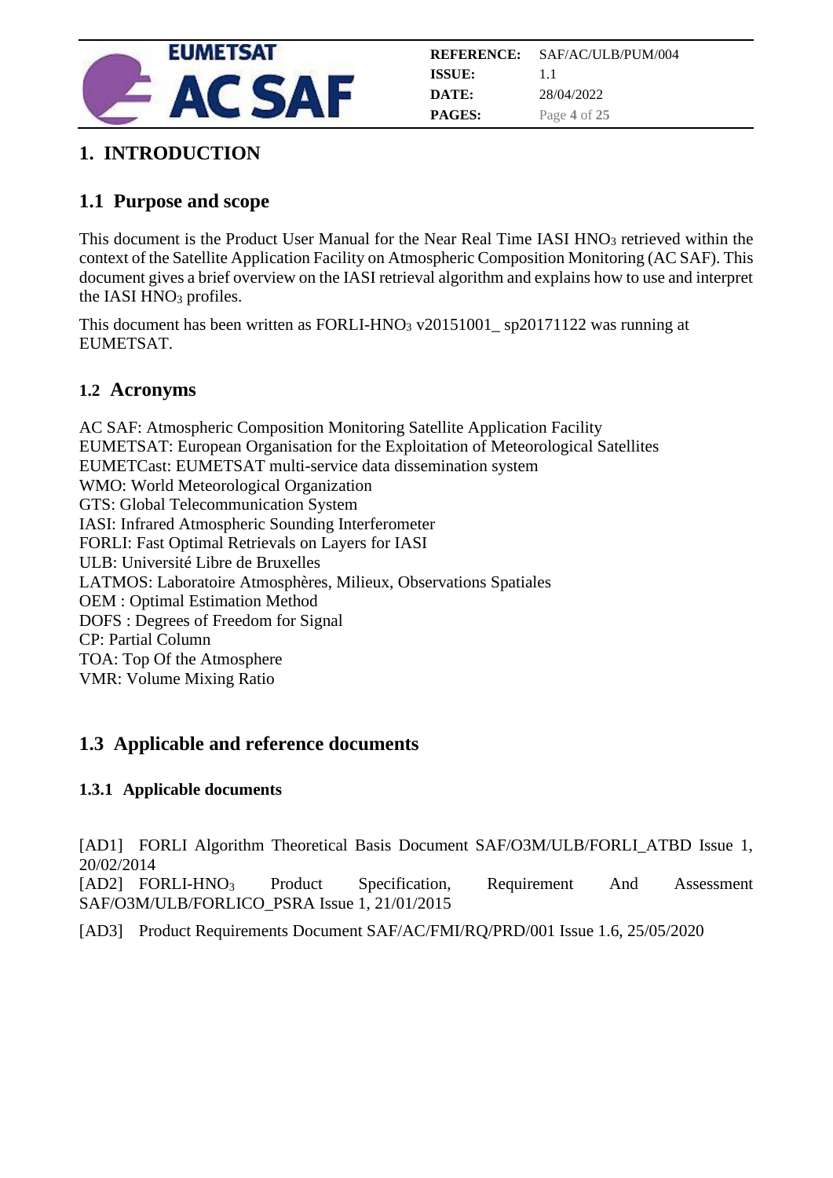# 1. INTRODUCTION

## 1.1 Purpose and scope

This document is the Product User Manual for the Near Real Time IASI $HNO_3$ retrieved within the context of the Satellite Application Facility on Atmospheric Composition Monitoring (AC SAF). This document gives a brief overview on the IASI retrieval algorithm and explains how to use and interpret the IASI $HNO_3$ profiles.

This document has been written as FORLI-$HNO_3$ v20151001_ sp20171122 was running at EUMETSAT.

## 1.2 Acronyms

AC SAF: Atmospheric Composition Monitoring Satellite Application Facility
EUMETSAT: European Organisation for the Exploitation of Meteorological Satellites
EUMETCast: EUMETSAT multi-service data dissemination system
WMO: World Meteorological Organization
GTS: Global Telecommunication System
IASI: Infrared Atmospheric Sounding Interferometer
FORLI: Fast Optimal Retrievals on Layers for IASI
ULB: Université Libre de Bruxelles
LATMOS: Laboratoire Atmosphères, Milieux, Observations Spatiales
OEM : Optimal Estimation Method
DOFS : Degrees of Freedom for Signal
CP: Partial Column
TOA: Top Of the Atmosphere
VMR: Volume Mixing Ratio

## 1.3 Applicable and reference documents

### 1.3.1 Applicable documents

[AD1] FORLI Algorithm Theoretical Basis Document SAF/O3M/ULB/FORLI_ATBD Issue 1, 20/02/2014
[AD2] FORLI-$HNO_3$ Product Specification, Requirement And Assessment SAF/O3M/ULB/FORLICO_PSRA Issue 1, 21/01/2015

[AD3] Product Requirements Document SAF/AC/FMI/RQ/PRD/001 Issue 1.6, 25/05/2020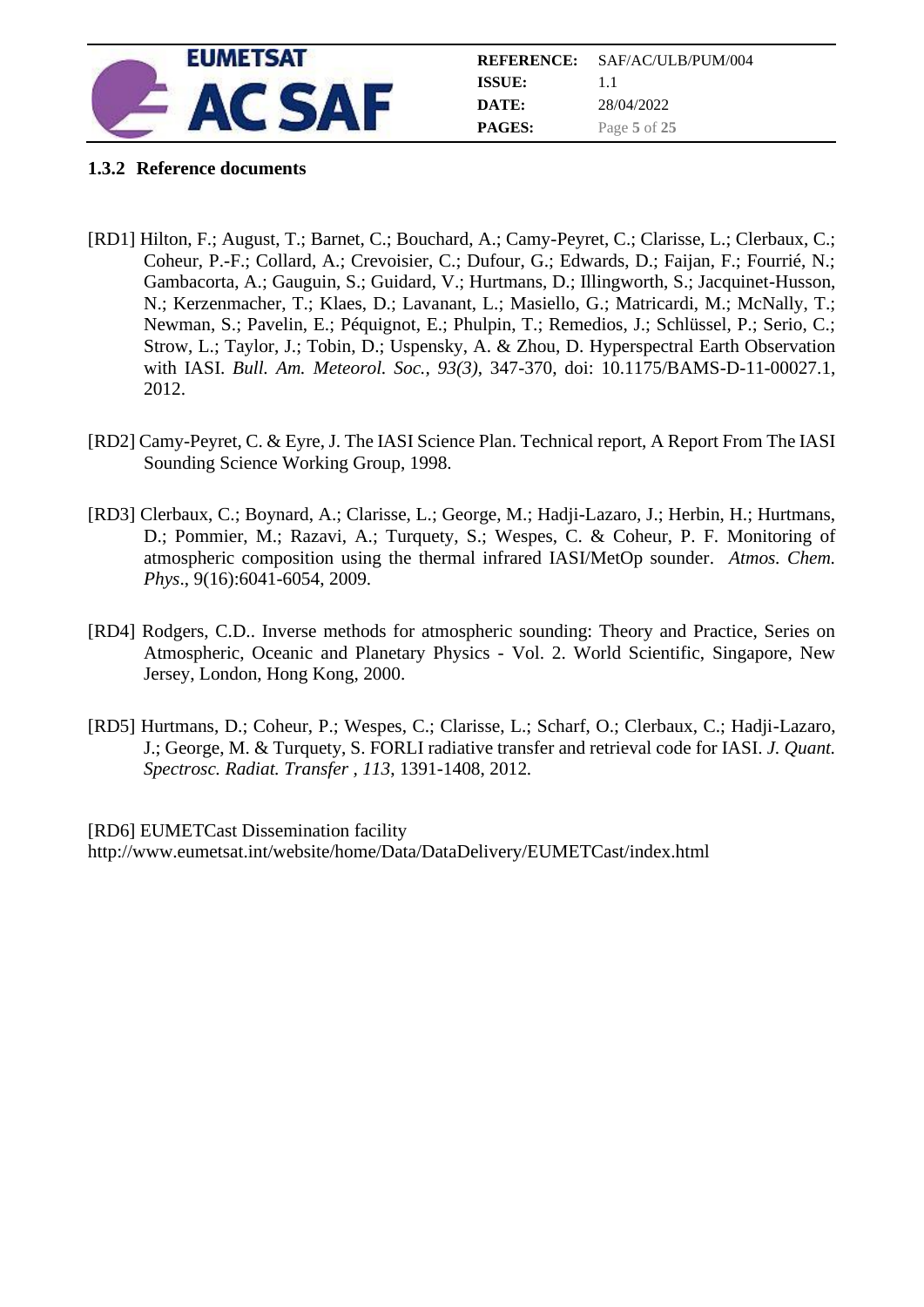### 1.3.2 Reference documents

[RD1] Hilton, F.; August, T.; Barnet, C.; Bouchard, A.; Camy-Peyret, C.; Clarisse, L.; Clerbaux, C.; Coheur, P.-F.; Collard, A.; Crevoisier, C.; Dufour, G.; Edwards, D.; Faijan, F.; Fourrié, N.; Gambacorta, A.; Gauguin, S.; Guidard, V.; Hurtmans, D.; Illingworth, S.; Jacquinet-Husson, N.; Kerzenmacher, T.; Klaes, D.; Lavanant, L.; Masiello, G.; Matricardi, M.; McNally, T.; Newman, S.; Pavelin, E.; Péquignot, E.; Phulpin, T.; Remedios, J.; Schlüssel, P.; Serio, C.; Strow, L.; Taylor, J.; Tobin, D.; Uspensky, A. & Zhou, D. Hyperspectral Earth Observation with IASI. *Bull. Am. Meteorol. Soc., 93(3)*, 347-370, doi: 10.1175/BAMS-D-11-00027.1, 2012.

[RD2] Camy-Peyret, C. & Eyre, J. The IASI Science Plan. Technical report, A Report From The IASI Sounding Science Working Group, 1998.

[RD3] Clerbaux, C.; Boynard, A.; Clarisse, L.; George, M.; Hadji-Lazaro, J.; Herbin, H.; Hurtmans, D.; Pommier, M.; Razavi, A.; Turquety, S.; Wespes, C. & Coheur, P. F. Monitoring of atmospheric composition using the thermal infrared IASI/MetOp sounder. *Atmos. Chem. Phys*., 9(16):6041-6054, 2009.

[RD4] Rodgers, C.D.. Inverse methods for atmospheric sounding: Theory and Practice, Series on Atmospheric, Oceanic and Planetary Physics - Vol. 2. World Scientific, Singapore, New Jersey, London, Hong Kong, 2000.

[RD5] Hurtmans, D.; Coheur, P.; Wespes, C.; Clarisse, L.; Scharf, O.; Clerbaux, C.; Hadji-Lazaro, J.; George, M. & Turquety, S. FORLI radiative transfer and retrieval code for IASI. *J. Quant. Spectrosc. Radiat. Transfer , 113*, 1391-1408, 2012.

[RD6] EUMETCast Dissemination facility
http://www.eumetsat.int/website/home/Data/DataDelivery/EUMETCast/index.html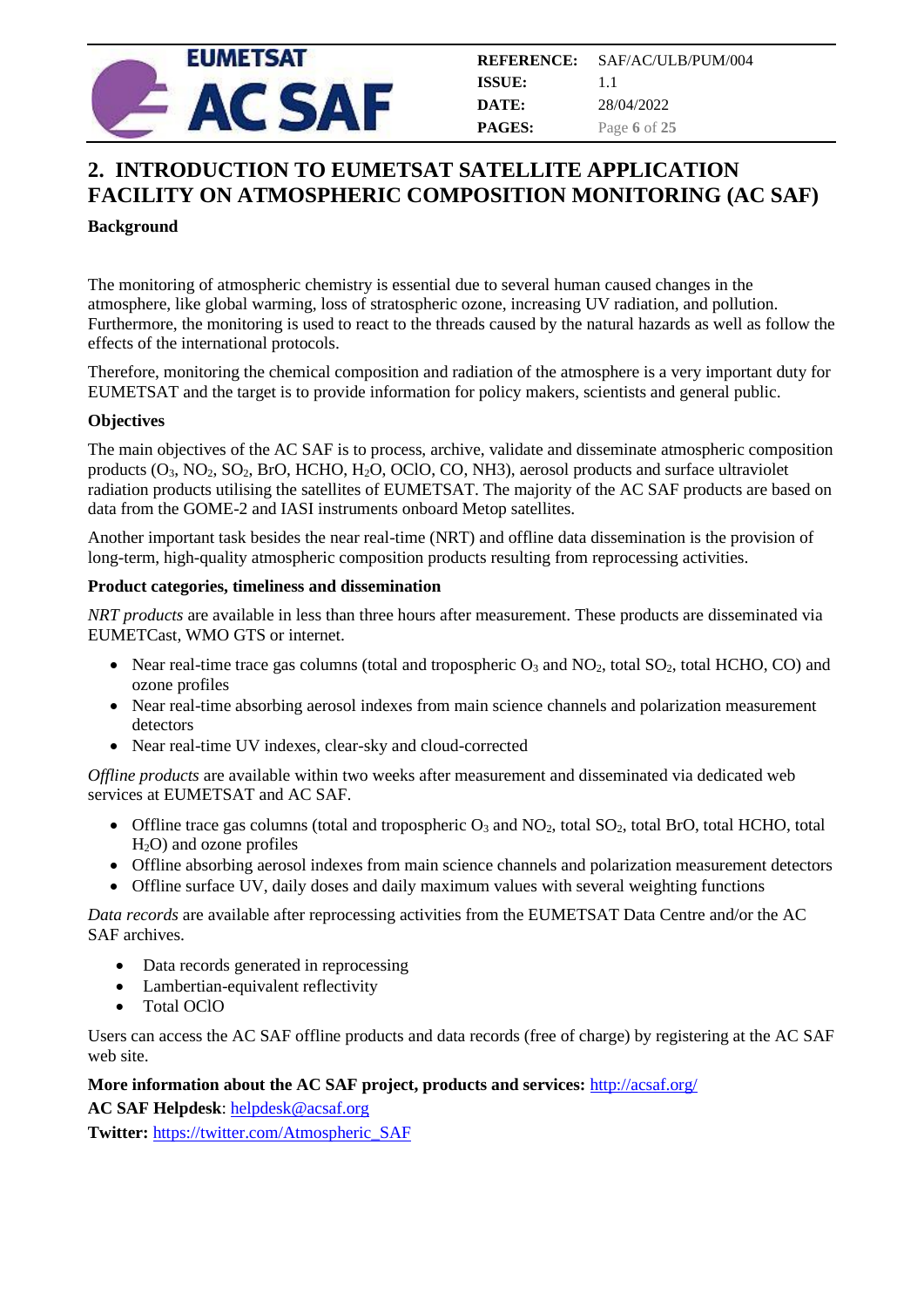# 2. INTRODUCTION TO EUMETSAT SATELLITE APPLICATION FACILITY ON ATMOSPHERIC COMPOSITION MONITORING (AC SAF)

**Background**

The monitoring of atmospheric chemistry is essential due to several human caused changes in the atmosphere, like global warming, loss of stratospheric ozone, increasing UV radiation, and pollution. Furthermore, the monitoring is used to react to the threads caused by the natural hazards as well as follow the effects of the international protocols.

Therefore, monitoring the chemical composition and radiation of the atmosphere is a very important duty for EUMETSAT and the target is to provide information for policy makers, scientists and general public.

**Objectives**

The main objectives of the AC SAF is to process, archive, validate and disseminate atmospheric composition products ($O_3$, $NO_2$, $SO_2$, BrO, HCHO, $H_2O$, OClO, CO, NH3), aerosol products and surface ultraviolet radiation products utilising the satellites of EUMETSAT. The majority of the AC SAF products are based on data from the GOME-2 and IASI instruments onboard Metop satellites.

Another important task besides the near real-time (NRT) and offline data dissemination is the provision of long-term, high-quality atmospheric composition products resulting from reprocessing activities.

**Product categories, timeliness and dissemination**

*NRT products* are available in less than three hours after measurement. These products are disseminated via EUMETCast, WMO GTS or internet.

- Near real-time trace gas columns (total and tropospheric $O_3$ and $NO_2$, total $SO_2$, total HCHO, CO) and ozone profiles
- Near real-time absorbing aerosol indexes from main science channels and polarization measurement detectors
- Near real-time UV indexes, clear-sky and cloud-corrected

*Offline products* are available within two weeks after measurement and disseminated via dedicated web services at EUMETSAT and AC SAF.

- Offline trace gas columns (total and tropospheric $O_3$ and $NO_2$, total $SO_2$, total BrO, total HCHO, total $H_2O$) and ozone profiles
- Offline absorbing aerosol indexes from main science channels and polarization measurement detectors
- Offline surface UV, daily doses and daily maximum values with several weighting functions

*Data records* are available after reprocessing activities from the EUMETSAT Data Centre and/or the AC SAF archives.

- Data records generated in reprocessing
- Lambertian-equivalent reflectivity
- Total OClO

Users can access the AC SAF offline products and data records (free of charge) by registering at the AC SAF web site.

**More information about the AC SAF project, products and services:** http://acsaf.org/

**AC SAF Helpdesk**: helpdesk@acsaf.org

**Twitter:** https://twitter.com/Atmospheric_SAF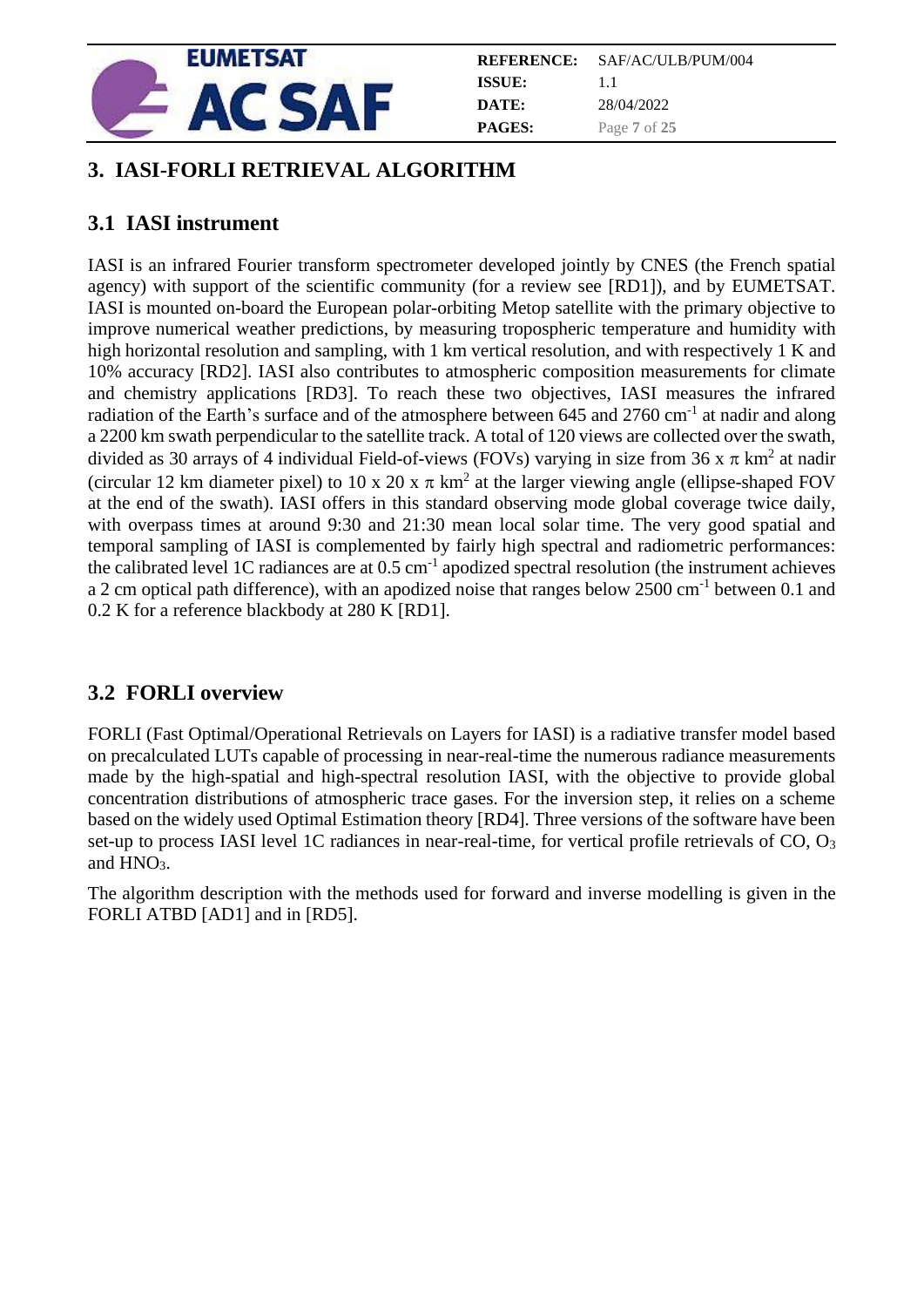# 3. IASI-FORLI RETRIEVAL ALGORITHM

## 3.1 IASI instrument

IASI is an infrared Fourier transform spectrometer developed jointly by CNES (the French spatial agency) with support of the scientific community (for a review see [RD1]), and by EUMETSAT. IASI is mounted on-board the European polar-orbiting Metop satellite with the primary objective to improve numerical weather predictions, by measuring tropospheric temperature and humidity with high horizontal resolution and sampling, with 1 km vertical resolution, and with respectively 1 K and 10% accuracy [RD2]. IASI also contributes to atmospheric composition measurements for climate and chemistry applications [RD3]. To reach these two objectives, IASI measures the infrared radiation of the Earth's surface and of the atmosphere between 645 and 2760 $cm^{-1}$ at nadir and along a 2200 km swath perpendicular to the satellite track. A total of 120 views are collected over the swath, divided as 30 arrays of 4 individual Field-of-views (FOVs) varying in size from $36 \times \pi$ $km^2$ at nadir (circular 12 km diameter pixel) to $10 \times 20 \times \pi$ $km^2$ at the larger viewing angle (ellipse-shaped FOV at the end of the swath). IASI offers in this standard observing mode global coverage twice daily, with overpass times at around 9:30 and 21:30 mean local solar time. The very good spatial and temporal sampling of IASI is complemented by fairly high spectral and radiometric performances: the calibrated level 1C radiances are at 0.5 $cm^{-1}$ apodized spectral resolution (the instrument achieves a 2 cm optical path difference), with an apodized noise that ranges below 2500 $cm^{-1}$ between 0.1 and 0.2 K for a reference blackbody at 280 K [RD1].

## 3.2 FORLI overview

FORLI (Fast Optimal/Operational Retrievals on Layers for IASI) is a radiative transfer model based on precalculated LUTs capable of processing in near-real-time the numerous radiance measurements made by the high-spatial and high-spectral resolution IASI, with the objective to provide global concentration distributions of atmospheric trace gases. For the inversion step, it relies on a scheme based on the widely used Optimal Estimation theory [RD4]. Three versions of the software have been set-up to process IASI level 1C radiances in near-real-time, for vertical profile retrievals of CO, $O_3$ and $HNO_3$.

The algorithm description with the methods used for forward and inverse modelling is given in the FORLI ATBD [AD1] and in [RD5].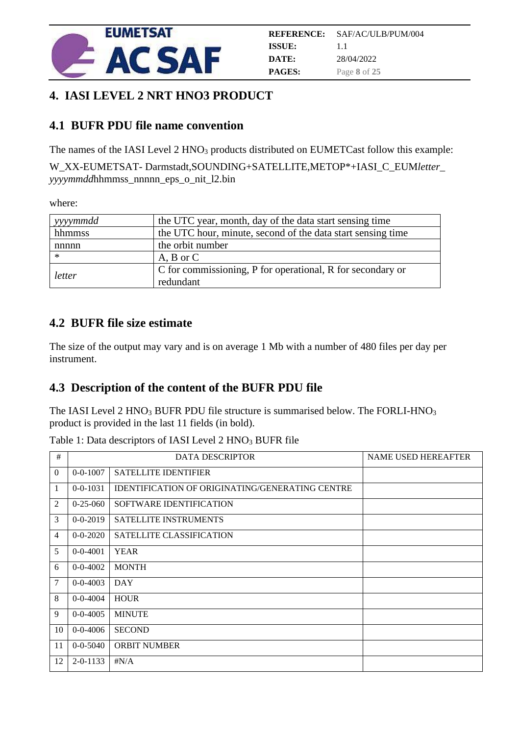# 4. IASI LEVEL 2 NRT HNO3 PRODUCT

## 4.1 BUFR PDU file name convention

The names of the IASI Level 2 $HNO_3$ products distributed on EUMETCast follow this example:

W_XX-EUMETSAT- Darmstadt,SOUNDING+SATELLITE,METOP*+IASI_C_EUM*letter*_ *yyyymmdd*hhmmss_nnnnn_eps_o_nit_l2.bin

where:

| | |
|---|---|
| *yyyymmdd* | the UTC year, month, day of the data start sensing time |
| hhmmss | the UTC hour, minute, second of the data start sensing time |
| nnnnn | the orbit number |
| * | A, B or C |
| *letter* | C for commissioning, P for operational, R for secondary or redundant |

## 4.2 BUFR file size estimate

The size of the output may vary and is on average 1 Mb with a number of 480 files per day per instrument.

## 4.3 Description of the content of the BUFR PDU file

The IASI Level 2 $HNO_3$ BUFR PDU file structure is summarised below. The FORLI-$HNO_3$ product is provided in the last 11 fields (in bold).

Table 1: Data descriptors of IASI Level 2 $HNO_3$ BUFR file

| # | DATA DESCRIPTOR | | NAME USED HEREAFTER |
|---|---|---|---|
| 0 | 0-0-1007 | SATELLITE IDENTIFIER | |
| 1 | 0-0-1031 | IDENTIFICATION OF ORIGINATING/GENERATING CENTRE | |
| 2 | 0-25-060 | SOFTWARE IDENTIFICATION | |
| 3 | 0-0-2019 | SATELLITE INSTRUMENTS | |
| 4 | 0-0-2020 | SATELLITE CLASSIFICATION | |
| 5 | 0-0-4001 | YEAR | |
| 6 | 0-0-4002 | MONTH | |
| 7 | 0-0-4003 | DAY | |
| 8 | 0-0-4004 | HOUR | |
| 9 | 0-0-4005 | MINUTE | |
| 10 | 0-0-4006 | SECOND | |
| 11 | 0-0-5040 | ORBIT NUMBER | |
| 12 | 2-0-1133 | #N/A | |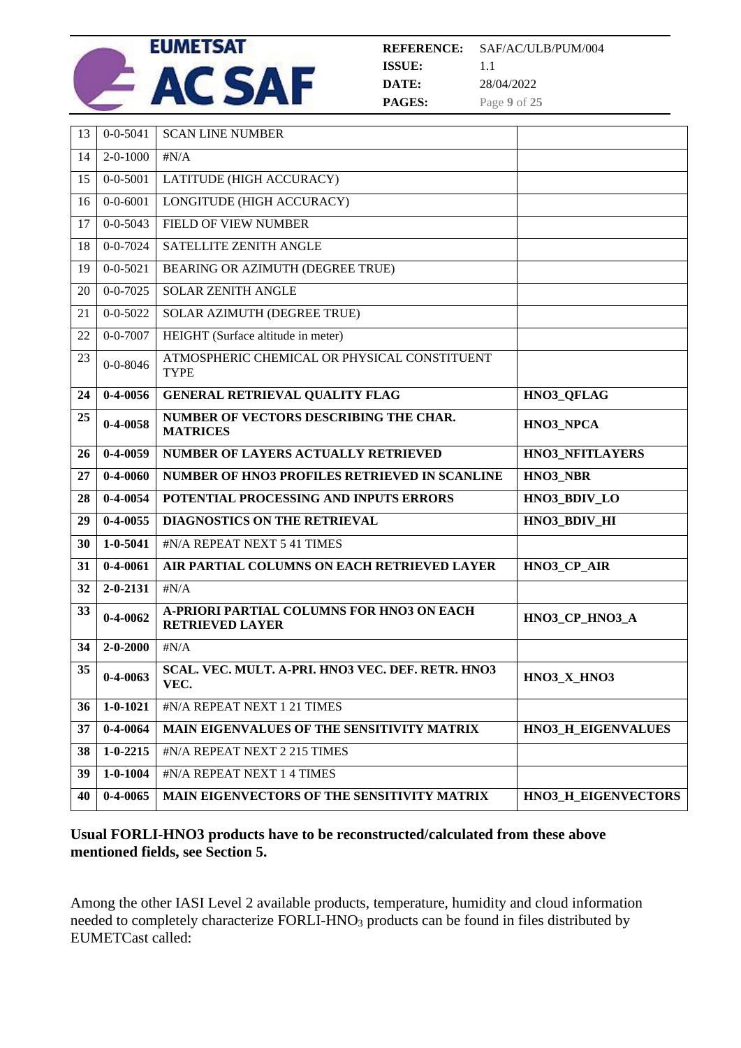| 13 | 0-0-5041 | SCAN LINE NUMBER | |
|---|---|---|---|
| 14 | 2-0-1000 | #N/A | |
| 15 | 0-0-5001 | LATITUDE (HIGH ACCURACY) | |
| 16 | 0-0-6001 | LONGITUDE (HIGH ACCURACY) | |
| 17 | 0-0-5043 | FIELD OF VIEW NUMBER | |
| 18 | 0-0-7024 | SATELLITE ZENITH ANGLE | |
| 19 | 0-0-5021 | BEARING OR AZIMUTH (DEGREE TRUE) | |
| 20 | 0-0-7025 | SOLAR ZENITH ANGLE | |
| 21 | 0-0-5022 | SOLAR AZIMUTH (DEGREE TRUE) | |
| 22 | 0-0-7007 | HEIGHT (Surface altitude in meter) | |
| 23 | 0-0-8046 | ATMOSPHERIC CHEMICAL OR PHYSICAL CONSTITUENT TYPE | |
| **24** | **0-4-0056** | **GENERAL RETRIEVAL QUALITY FLAG** | **HNO3_QFLAG** |
| **25** | **0-4-0058** | **NUMBER OF VECTORS DESCRIBING THE CHAR. MATRICES** | **HNO3_NPCA** |
| **26** | **0-4-0059** | **NUMBER OF LAYERS ACTUALLY RETRIEVED** | **HNO3_NFITLAYERS** |
| **27** | **0-4-0060** | **NUMBER OF HNO3 PROFILES RETRIEVED IN SCANLINE** | **HNO3_NBR** |
| **28** | **0-4-0054** | **POTENTIAL PROCESSING AND INPUTS ERRORS** | **HNO3_BDIV_LO** |
| **29** | **0-4-0055** | **DIAGNOSTICS ON THE RETRIEVAL** | **HNO3_BDIV_HI** |
| **30** | **1-0-5041** | #N/A REPEAT NEXT 5 41 TIMES | |
| **31** | **0-4-0061** | **AIR PARTIAL COLUMNS ON EACH RETRIEVED LAYER** | **HNO3_CP_AIR** |
| **32** | **2-0-2131** | #N/A | |
| **33** | **0-4-0062** | **A-PRIORI PARTIAL COLUMNS FOR HNO3 ON EACH RETRIEVED LAYER** | **HNO3_CP_HNO3_A** |
| **34** | **2-0-2000** | #N/A | |
| **35** | **0-4-0063** | **SCAL. VEC. MULT. A-PRI. HNO3 VEC. DEF. RETR. HNO3 VEC.** | **HNO3_X_HNO3** |
| **36** | **1-0-1021** | #N/A REPEAT NEXT 1 21 TIMES | |
| **37** | **0-4-0064** | **MAIN EIGENVALUES OF THE SENSITIVITY MATRIX** | **HNO3_H_EIGENVALUES** |
| **38** | **1-0-2215** | #N/A REPEAT NEXT 2 215 TIMES | |
| **39** | **1-0-1004** | #N/A REPEAT NEXT 1 4 TIMES | |
| **40** | **0-4-0065** | **MAIN EIGENVECTORS OF THE SENSITIVITY MATRIX** | **HNO3_H_EIGENVECTORS** |

**Usual FORLI-HNO3 products have to be reconstructed/calculated from these above mentioned fields, see Section 5.**

Among the other IASI Level 2 available products, temperature, humidity and cloud information needed to completely characterize FORLI-$HNO_3$ products can be found in files distributed by EUMETCast called: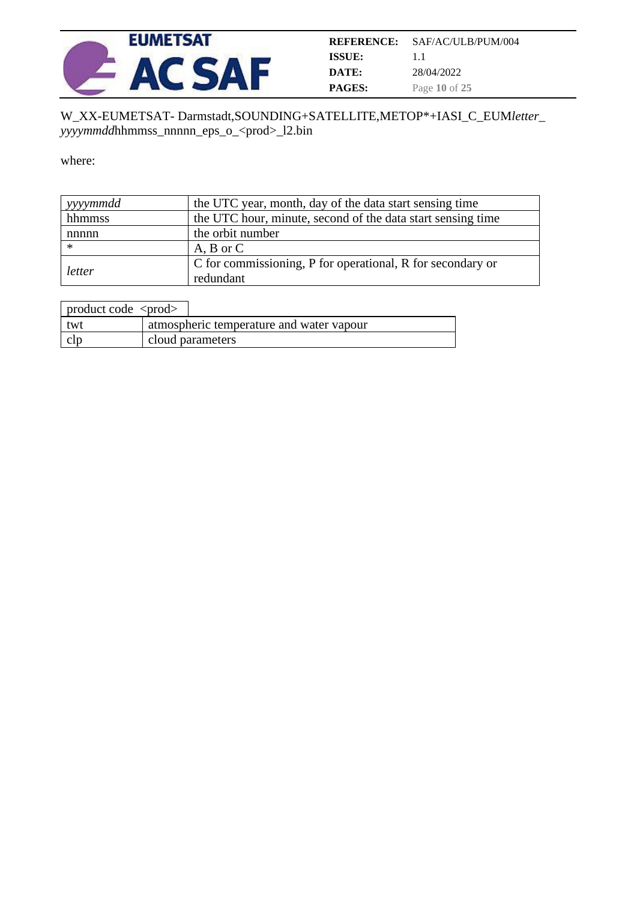W_XX-EUMETSAT- Darmstadt,SOUNDING+SATELLITE,METOP*+IASI_C_EUM*letter*_*yyyymmdd*hhmmss_nnnnn_eps_o_<prod>_l2.bin

where:

| | |
|---|---|
| *yyyymmdd* | the UTC year, month, day of the data start sensing time |
| hhmmss | the UTC hour, minute, second of the data start sensing time |
| nnnnn | the orbit number |
| * | A, B or C |
| *letter* | C for commissioning, P for operational, R for secondary or redundant |

| product code <prod> | |
|---|---|
| twt | atmospheric temperature and water vapour |
| clp | cloud parameters |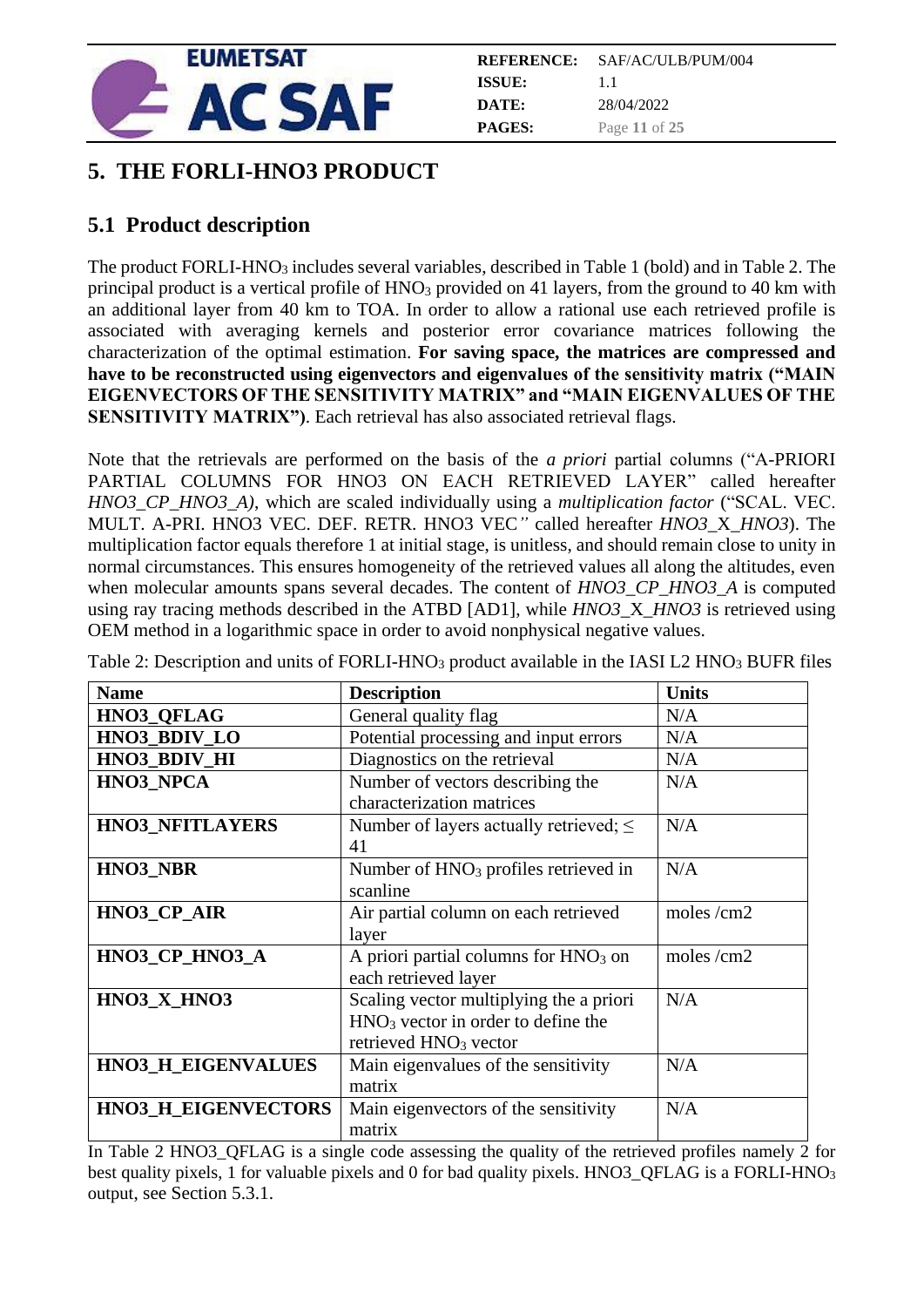# 5. THE FORLI-HNO3 PRODUCT

## 5.1 Product description

The product FORLI-$HNO_3$ includes several variables, described in Table 1 (bold) and in Table 2. The principal product is a vertical profile of $HNO_3$ provided on 41 layers, from the ground to 40 km with an additional layer from 40 km to TOA. In order to allow a rational use each retrieved profile is associated with averaging kernels and posterior error covariance matrices following the characterization of the optimal estimation. **For saving space, the matrices are compressed and have to be reconstructed using eigenvectors and eigenvalues of the sensitivity matrix ("MAIN EIGENVECTORS OF THE SENSITIVITY MATRIX" and "MAIN EIGENVALUES OF THE SENSITIVITY MATRIX")**. Each retrieval has also associated retrieval flags.

Note that the retrievals are performed on the basis of the *a priori* partial columns ("A-PRIORI PARTIAL COLUMNS FOR HNO3 ON EACH RETRIEVED LAYER" called hereafter *HNO3_CP_HNO3_A)*, which are scaled individually using a *multiplication factor* ("SCAL. VEC. MULT. A-PRI. HNO3 VEC. DEF. RETR. HNO3 VEC*"* called hereafter *HNO3*_X_*HNO3*). The multiplication factor equals therefore 1 at initial stage, is unitless, and should remain close to unity in normal circumstances. This ensures homogeneity of the retrieved values all along the altitudes, even when molecular amounts spans several decades. The content of *HNO3_CP_HNO3_A* is computed using ray tracing methods described in the ATBD [AD1], while *HNO3*_X_*HNO3* is retrieved using OEM method in a logarithmic space in order to avoid nonphysical negative values.

Table 2: Description and units of FORLI-$HNO_3$ product available in the IASI L2 $HNO_3$ BUFR files

| Name | Description | Units |
|---|---|---|
| **HNO3_QFLAG** | General quality flag | N/A |
| **HNO3_BDIV_LO** | Potential processing and input errors | N/A |
| **HNO3_BDIV_HI** | Diagnostics on the retrieval | N/A |
| **HNO3_NPCA** | Number of vectors describing the characterization matrices | N/A |
| **HNO3_NFITLAYERS** | Number of layers actually retrieved; ≤ 41 | N/A |
| **HNO3_NBR** | Number of $HNO_3$ profiles retrieved in scanline | N/A |
| **HNO3_CP_AIR** | Air partial column on each retrieved layer | moles /cm2 |
| **HNO3_CP_HNO3_A** | A priori partial columns for $HNO_3$ on each retrieved layer | moles /cm2 |
| **HNO3_X_HNO3** | Scaling vector multiplying the a priori $HNO_3$ vector in order to define the retrieved $HNO_3$ vector | N/A |
| **HNO3_H_EIGENVALUES** | Main eigenvalues of the sensitivity matrix | N/A |
| **HNO3_H_EIGENVECTORS** | Main eigenvectors of the sensitivity matrix | N/A |

In Table 2 HNO3_QFLAG is a single code assessing the quality of the retrieved profiles namely 2 for best quality pixels, 1 for valuable pixels and 0 for bad quality pixels. HNO3_QFLAG is a FORLI-$HNO_3$ output, see Section 5.3.1.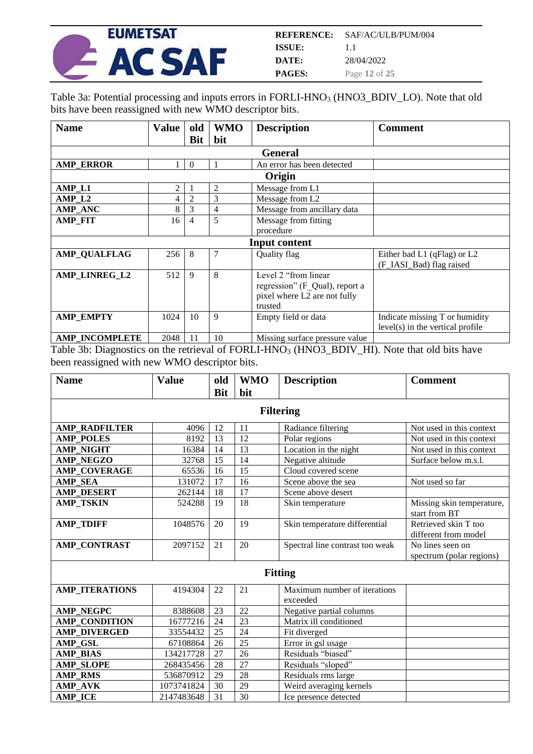Table 3a: Potential processing and inputs errors in FORLI-$HNO_3$ (HNO3_BDIV_LO). Note that old bits have been reassigned with new WMO descriptor bits.

| Name | Value | old Bit | WMO bit | Description | Comment |
|---|---|---|---|---|---|
| **General** | | | | | |
| **AMP_ERROR** | 1 | 0 | 1 | An error has been detected | |
| **Origin** | | | | | |
| **AMP_L1** | 2 | 1 | 2 | Message from L1 | |
| **AMP_L2** | 4 | 2 | 3 | Message from L2 | |
| **AMP_ANC** | 8 | 3 | 4 | Message from ancillary data | |
| **AMP_FIT** | 16 | 4 | 5 | Message from fitting procedure | |
| **Input content** | | | | | |
| **AMP_QUALFLAG** | 256 | 8 | 7 | Quality flag | Either bad L1 (qFlag) or L2 (F_IASI_Bad) flag raised |
| **AMP_LINREG_L2** | 512 | 9 | 8 | Level 2 "from linear regression" (F_Qual), report a pixel where L2 are not fully trusted | |
| **AMP_EMPTY** | 1024 | 10 | 9 | Empty field or data | Indicate missing T or humidity level(s) in the vertical profile |
| **AMP_INCOMPLETE** | 2048 | 11 | 10 | Missing surface pressure value | |

Table 3b: Diagnostics on the retrieval of FORLI-$HNO_3$ (HNO3_BDIV_HI). Note that old bits have been reassigned with new WMO descriptor bits.

| Name | Value | old Bit | WMO bit | Description | Comment |
|---|---|---|---|---|---|
| **Filtering** | | | | | |
| **AMP_RADFILTER** | 4096 | 12 | 11 | Radiance filtering | Not used in this context |
| **AMP_POLES** | 8192 | 13 | 12 | Polar regions | Not used in this context |
| **AMP_NIGHT** | 16384 | 14 | 13 | Location in the night | Not used in this context |
| **AMP_NEGZO** | 32768 | 15 | 14 | Negative altitude | Surface below m.s.l. |
| **AMP_COVERAGE** | 65536 | 16 | 15 | Cloud covered scene | |
| **AMP_SEA** | 131072 | 17 | 16 | Scene above the sea | Not used so far |
| **AMP_DESERT** | 262144 | 18 | 17 | Scene above desert | |
| **AMP_TSKIN** | 524288 | 19 | 18 | Skin temperature | Missing skin temperature, start from BT |
| **AMP_TDIFF** | 1048576 | 20 | 19 | Skin temperature differential | Retrieved skin T too different from model |
| **AMP_CONTRAST** | 2097152 | 21 | 20 | Spectral line contrast too weak | No lines seen on spectrum (polar regions) |
| **Fitting** | | | | | |
| **AMP_ITERATIONS** | 4194304 | 22 | 21 | Maximum number of iterations exceeded | |
| **AMP_NEGPC** | 8388608 | 23 | 22 | Negative partial columns | |
| **AMP_CONDITION** | 16777216 | 24 | 23 | Matrix ill conditioned | |
| **AMP_DIVERGED** | 33554432 | 25 | 24 | Fit diverged | |
| **AMP_GSL** | 67108864 | 26 | 25 | Error in gsl usage | |
| **AMP_BIAS** | 134217728 | 27 | 26 | Residuals "biased" | |
| **AMP_SLOPE** | 268435456 | 28 | 27 | Residuals "sloped" | |
| **AMP_RMS** | 536870912 | 29 | 28 | Residuals rms large | |
| **AMP_AVK** | 1073741824 | 30 | 29 | Weird averaging kernels | |
| **AMP_ICE** | 2147483648 | 31 | 30 | Ice presence detected | |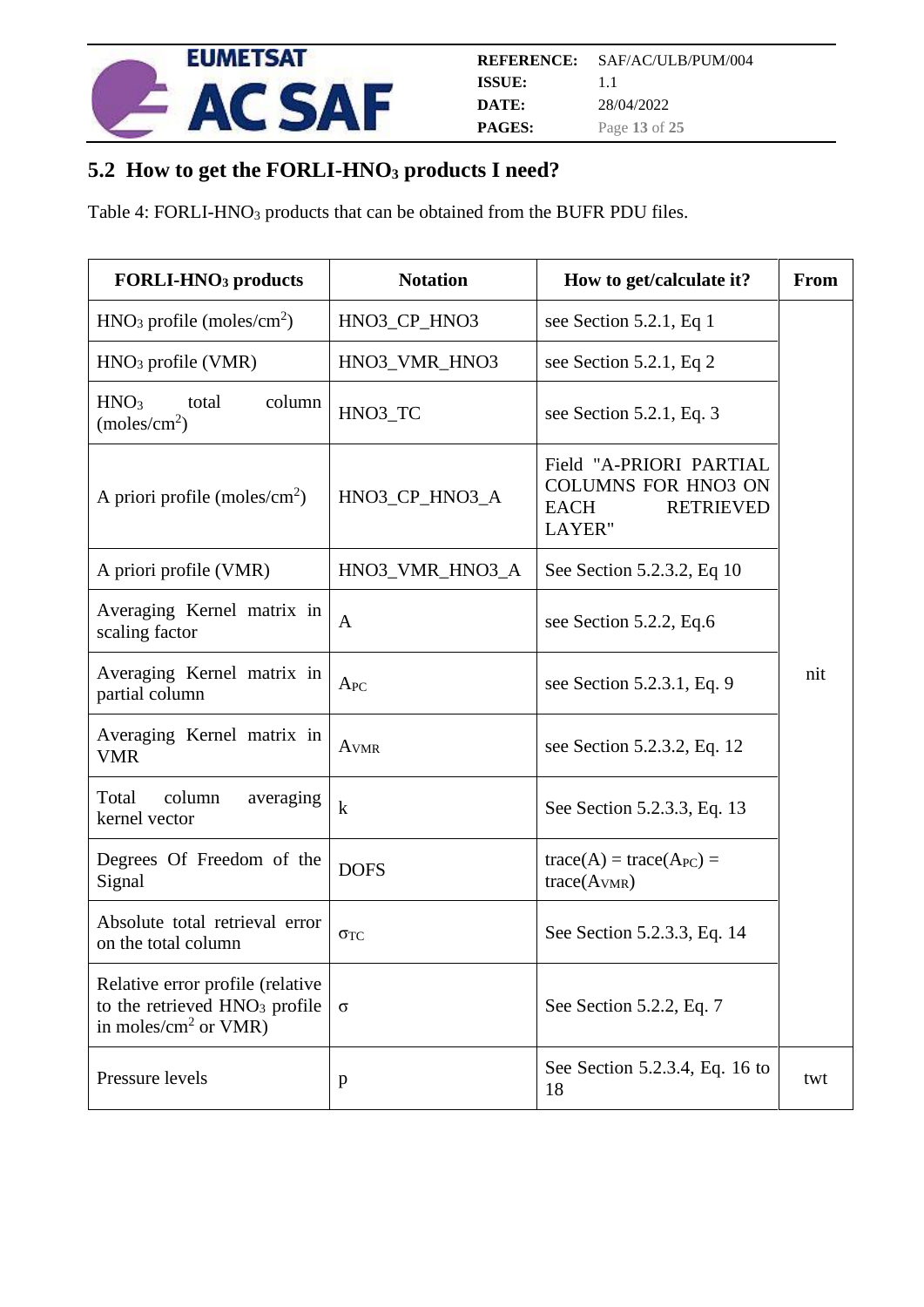## 5.2 How to get the FORLI-$HNO_3$ products I need?

Table 4: FORLI-$HNO_3$ products that can be obtained from the BUFR PDU files.

| FORLI-$HNO_3$ products | Notation | How to get/calculate it? | From |
|---|---|---|---|
| $HNO_3$ profile (moles/cm$^2$) | HNO3_CP_HNO3 | see Section 5.2.1, Eq 1 | nit |
| $HNO_3$ profile (VMR) | HNO3_VMR_HNO3 | see Section 5.2.1, Eq 2 | |
| $HNO_3$ total column (moles/cm$^2$) | HNO3_TC | see Section 5.2.1, Eq. 3 | |
| A priori profile (moles/cm$^2$) | HNO3_CP_HNO3_A | Field "A-PRIORI PARTIAL COLUMNS FOR HNO3 ON EACH RETRIEVED LAYER" | |
| A priori profile (VMR) | HNO3_VMR_HNO3_A | See Section 5.2.3.2, Eq 10 | |
| Averaging Kernel matrix in scaling factor | A | see Section 5.2.2, Eq.6 | |
| Averaging Kernel matrix in partial column | $A_{PC}$ | see Section 5.2.3.1, Eq. 9 | |
| Averaging Kernel matrix in VMR | $A_{VMR}$ | see Section 5.2.3.2, Eq. 12 | |
| Total column averaging kernel vector | k | See Section 5.2.3.3, Eq. 13 | |
| Degrees Of Freedom of the Signal | DOFS | trace(A) = trace($A_{PC}$) = trace($A_{VMR}$) | |
| Absolute total retrieval error on the total column | $\sigma_{TC}$ | See Section 5.2.3.3, Eq. 14 | |
| Relative error profile (relative to the retrieved $HNO_3$ profile in moles/cm$^2$ or VMR) | σ | See Section 5.2.2, Eq. 7 | |
| Pressure levels | p | See Section 5.2.3.4, Eq. 16 to 18 | twt |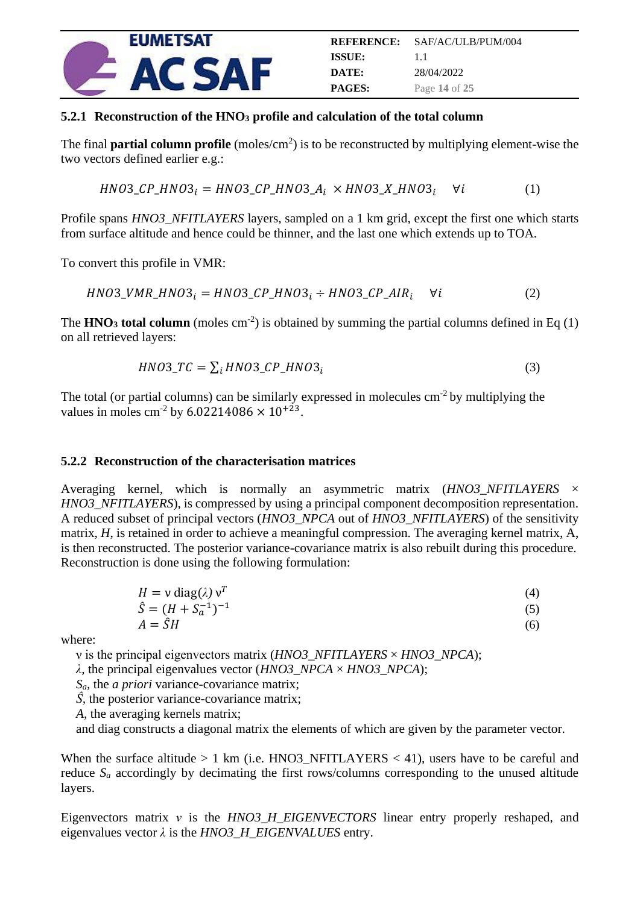### 5.2.1 Reconstruction of the $HNO_3$ profile and calculation of the total column

The final **partial column profile** (moles/cm$^2$) is to be reconstructed by multiplying element-wise the two vectors defined earlier e.g.:

$$HNO3\_CP\_HNO3_i = HNO3\_CP\_HNO3\_A_i \times HNO3\_X\_HNO3_i \quad \forall i \tag{1}$$

Profile spans *HNO3_NFITLAYERS* layers, sampled on a 1 km grid, except the first one which starts from surface altitude and hence could be thinner, and the last one which extends up to TOA.

To convert this profile in VMR:

$$HNO3\_VMR\_HNO3_i = HNO3\_CP\_HNO3_i \div HNO3\_CP\_AIR_i \quad \forall i \tag{2}$$

The **$HNO_3$ total column** (moles cm$^{-2}$) is obtained by summing the partial columns defined in Eq (1) on all retrieved layers:

$$HNO3\_TC = \sum_i HNO3\_CP\_HNO3_i \tag{3}$$

The total (or partial columns) can be similarly expressed in molecules cm$^{-2}$ by multiplying the values in moles cm$^{-2}$ by $6.02214086 \times 10^{+23}$.

### 5.2.2 Reconstruction of the characterisation matrices

Averaging kernel, which is normally an asymmetric matrix (*HNO3_NFITLAYERS* × *HNO3_NFITLAYERS*), is compressed by using a principal component decomposition representation. A reduced subset of principal vectors (*HNO3_NPCA* out of *HNO3_NFITLAYERS*) of the sensitivity matrix, *H*, is retained in order to achieve a meaningful compression. The averaging kernel matrix, A, is then reconstructed. The posterior variance-covariance matrix is also rebuilt during this procedure. Reconstruction is done using the following formulation:

$$H = \text{v}\,\text{diag}(\lambda)\,\text{v}^T \tag{4}$$

$$\hat{S} = (H + S_a^{-1})^{-1} \tag{5}$$

$$A = \hat{S}H \tag{6}$$

where:

- v is the principal eigenvectors matrix (*HNO3_NFITLAYERS* × *HNO3_NPCA*);
- $\lambda$, the principal eigenvalues vector (*HNO3_NPCA* × *HNO3_NPCA*);
- $S_a$, the *a priori* variance-covariance matrix;
- $\hat{S}$, the posterior variance-covariance matrix;
- *A*, the averaging kernels matrix;
- and diag constructs a diagonal matrix the elements of which are given by the parameter vector.

When the surface altitude > 1 km (i.e. HNO3_NFITLAYERS < 41), users have to be careful and reduce $S_a$ accordingly by decimating the first rows/columns corresponding to the unused altitude layers.

Eigenvectors matrix $v$ is the *HNO3_H_EIGENVECTORS* linear entry properly reshaped, and eigenvalues vector $\lambda$ is the *HNO3_H_EIGENVALUES* entry.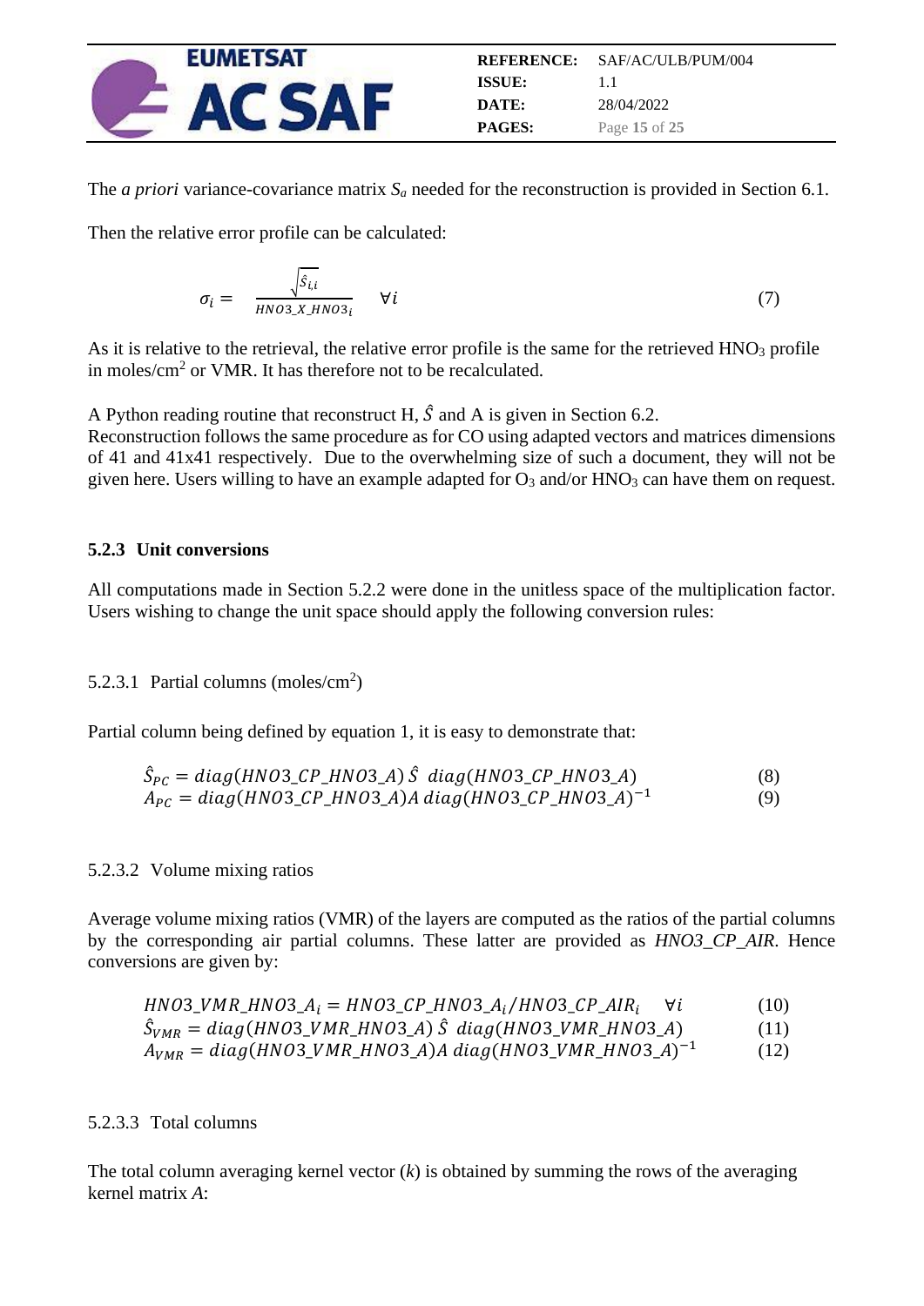The *a priori* variance-covariance matrix $S_a$ needed for the reconstruction is provided in Section 6.1.

Then the relative error profile can be calculated:

$$\sigma_i = \frac{\sqrt{\hat{S}_{i,i}}}{HNO3\_X\_HNO3_i} \quad \forall i \tag{7}$$

As it is relative to the retrieval, the relative error profile is the same for the retrieved $HNO_3$ profile in moles/cm$^2$ or VMR. It has therefore not to be recalculated.

A Python reading routine that reconstruct H, $\hat{S}$ and A is given in Section 6.2.
Reconstruction follows the same procedure as for CO using adapted vectors and matrices dimensions of 41 and 41x41 respectively. Due to the overwhelming size of such a document, they will not be given here. Users willing to have an example adapted for $O_3$ and/or $HNO_3$ can have them on request.

### 5.2.3 Unit conversions

All computations made in Section 5.2.2 were done in the unitless space of the multiplication factor. Users wishing to change the unit space should apply the following conversion rules:

#### 5.2.3.1 Partial columns (moles/cm$^2$)

Partial column being defined by equation 1, it is easy to demonstrate that:

$$\hat{S}_{PC} = diag(HNO3\_CP\_HNO3\_A)\,\hat{S}\,\,diag(HNO3\_CP\_HNO3\_A) \tag{8}$$

$$A_{PC} = diag(HNO3\_CP\_HNO3\_A)A\,diag(HNO3\_CP\_HNO3\_A)^{-1} \tag{9}$$

#### 5.2.3.2 Volume mixing ratios

Average volume mixing ratios (VMR) of the layers are computed as the ratios of the partial columns by the corresponding air partial columns. These latter are provided as *HNO3_CP_AIR*. Hence conversions are given by:

$$HNO3\_VMR\_HNO3\_A_i = HNO3\_CP\_HNO3\_A_i / HNO3\_CP\_AIR_i \quad \forall i \tag{10}$$

$$\hat{S}_{VMR} = diag(HNO3\_VMR\_HNO3\_A)\,\hat{S}\,\,diag(HNO3\_VMR\_HNO3\_A) \tag{11}$$

$$A_{VMR} = diag(HNO3\_VMR\_HNO3\_A)A\,diag(HNO3\_VMR\_HNO3\_A)^{-1} \tag{12}$$

#### 5.2.3.3 Total columns

The total column averaging kernel vector ($k$) is obtained by summing the rows of the averaging kernel matrix $A$: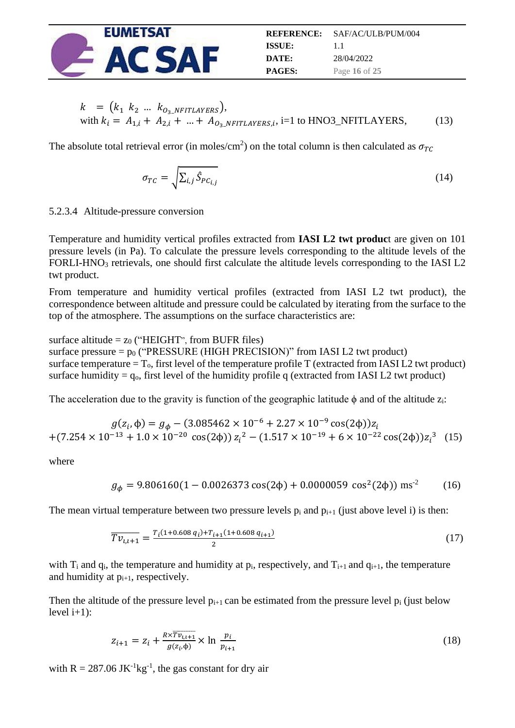$$k = (k_1 \ k_2 \ \ldots \ k_{O_3\_NFITLAYERS}),$$
$$\text{with } k_i = A_{1,i} + A_{2,i} + \ldots + A_{O_3\_NFITLAYERS,i}, \text{ i=1 to HNO3\_NFITLAYERS,} \quad (13)$$

The absolute total retrieval error (in moles/cm$^2$) on the total column is then calculated as $\sigma_{TC}$

$$\sigma_{TC} = \sqrt{\sum_{i,j} \hat{S}_{PC_{i,j}}} \quad (14)$$

#### 5.2.3.4 Altitude-pressure conversion

Temperature and humidity vertical profiles extracted from **IASI L2 twt produc**t are given on 101 pressure levels (in Pa). To calculate the pressure levels corresponding to the altitude levels of the FORLI-$HNO_3$ retrievals, one should first calculate the altitude levels corresponding to the IASI L2 twt product.

From temperature and humidity vertical profiles (extracted from IASI L2 twt product), the correspondence between altitude and pressure could be calculated by iterating from the surface to the top of the atmosphere. The assumptions on the surface characteristics are:

surface altitude = $z_0$ ("HEIGHT", from BUFR files)
surface pressure = $p_0$ ("PRESSURE (HIGH PRECISION)" from IASI L2 twt product)
surface temperature = $T_o$, first level of the temperature profile T (extracted from IASI L2 twt product)
surface humidity = $q_o$, first level of the humidity profile q (extracted from IASI L2 twt product)

The acceleration due to the gravity is function of the geographic latitude $\phi$ and of the altitude $z_i$:

$$g(z_i, \phi) = g_\phi - (3.085462 \times 10^{-6} + 2.27 \times 10^{-9} \cos(2\phi)) z_i$$
$$+ (7.254 \times 10^{-13} + 1.0 \times 10^{-20} \cos(2\phi)) z_i^2 - (1.517 \times 10^{-19} + 6 \times 10^{-22} \cos(2\phi)) z_i^3 \quad (15)$$

where

$$g_\phi = 9.806160(1 - 0.0026373 \cos(2\phi) + 0.0000059 \cos^2(2\phi)) \text{ ms}^{-2} \quad (16)$$

The mean virtual temperature between two pressure levels $p_i$ and $p_{i+1}$ (just above level i) is then:

$$\overline{Tv_{i,i+1}} = \frac{T_i(1 + 0.608\, q_i) + T_{i+1}(1 + 0.608\, q_{i+1})}{2} \quad (17)$$

with $T_i$ and $q_i$, the temperature and humidity at $p_i$, respectively, and $T_{i+1}$ and $q_{i+1}$, the temperature and humidity at $p_{i+1}$, respectively.

Then the altitude of the pressure level $p_{i+1}$ can be estimated from the pressure level $p_i$ (just below level i+1):

$$z_{i+1} = z_i + \frac{R \times \overline{Tv_{i,i+1}}}{g(z_i, \phi)} \times \ln \frac{p_i}{p_{i+1}} \quad (18)$$

with R = 287.06 JK$^{-1}$kg$^{-1}$, the gas constant for dry air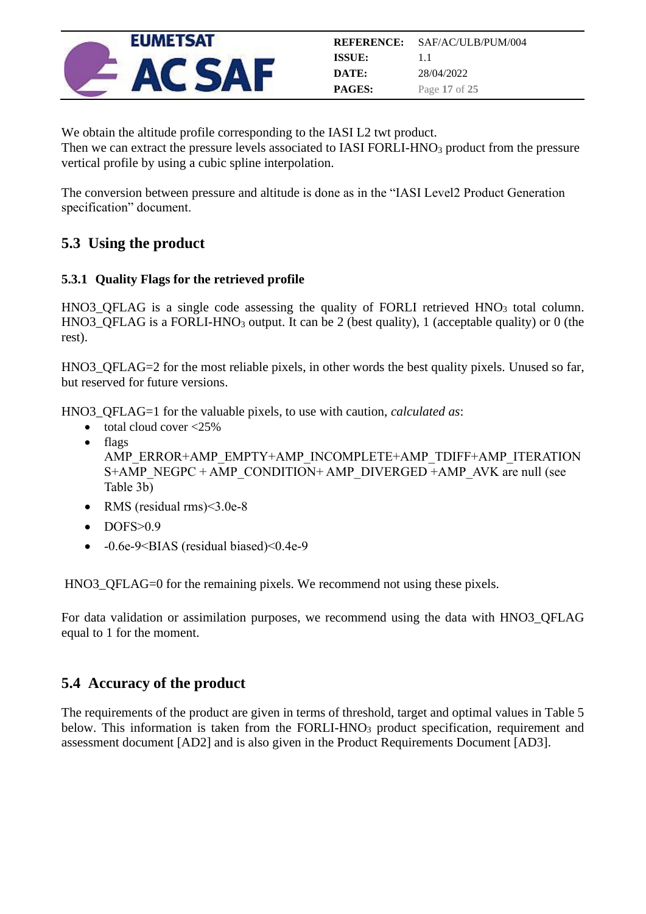We obtain the altitude profile corresponding to the IASI L2 twt product.
Then we can extract the pressure levels associated to IASI FORLI-$HNO_3$ product from the pressure vertical profile by using a cubic spline interpolation.

The conversion between pressure and altitude is done as in the “IASI Level2 Product Generation specification” document.

## 5.3 Using the product

### 5.3.1 Quality Flags for the retrieved profile

HNO3_QFLAG is a single code assessing the quality of FORLI retrieved $HNO_3$ total column. HNO3_QFLAG is a FORLI-$HNO_3$ output. It can be 2 (best quality), 1 (acceptable quality) or 0 (the rest).

HNO3_QFLAG=2 for the most reliable pixels, in other words the best quality pixels. Unused so far, but reserved for future versions.

HNO3_QFLAG=1 for the valuable pixels, to use with caution, *calculated as*:

- total cloud cover <25%
- flags AMP_ERROR+AMP_EMPTY+AMP_INCOMPLETE+AMP_TDIFF+AMP_ITERATIONS+AMP_NEGPC + AMP_CONDITION+ AMP_DIVERGED +AMP_AVK are null (see Table 3b)
- RMS (residual rms)<3.0e-8
- DOFS>0.9
- -0.6e-9<BIAS (residual biased)<0.4e-9

HNO3_QFLAG=0 for the remaining pixels. We recommend not using these pixels.

For data validation or assimilation purposes, we recommend using the data with HNO3_QFLAG equal to 1 for the moment.

## 5.4 Accuracy of the product

The requirements of the product are given in terms of threshold, target and optimal values in Table 5 below. This information is taken from the FORLI-$HNO_3$ product specification, requirement and assessment document [AD2] and is also given in the Product Requirements Document [AD3].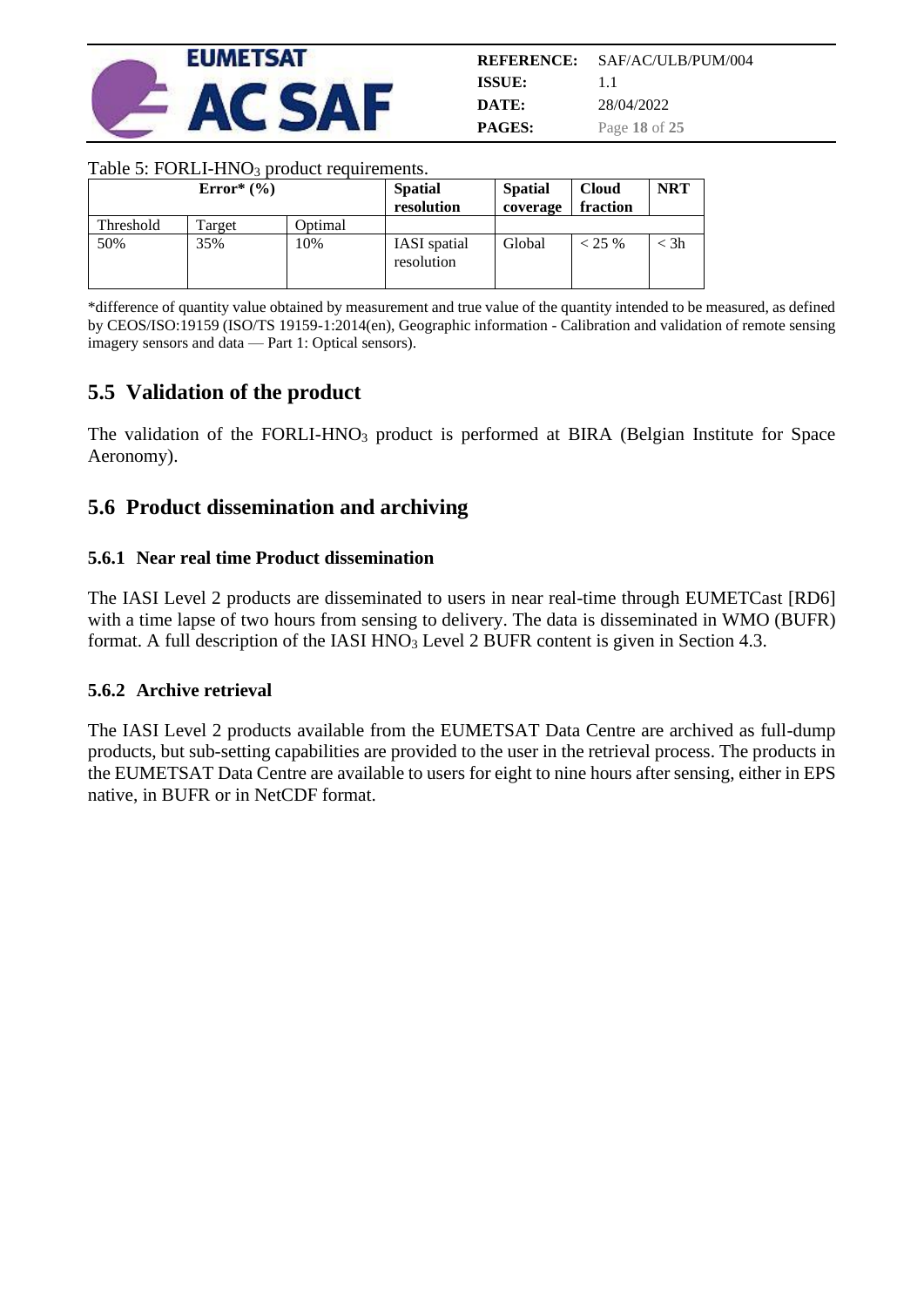Table 5: FORLI-$HNO_3$ product requirements.

| Error* (%) | | | Spatial resolution | Spatial coverage | Cloud fraction | NRT |
|---|---|---|---|---|---|---|
| Threshold | Target | Optimal | | | | |
| 50% | 35% | 10% | IASI spatial resolution | Global | < 25 % | < 3h |

*difference of quantity value obtained by measurement and true value of the quantity intended to be measured, as defined by CEOS/ISO:19159 (ISO/TS 19159-1:2014(en), Geographic information - Calibration and validation of remote sensing imagery sensors and data — Part 1: Optical sensors).

## 5.5 Validation of the product

The validation of the FORLI-$HNO_3$ product is performed at BIRA (Belgian Institute for Space Aeronomy).

## 5.6 Product dissemination and archiving

### 5.6.1 Near real time Product dissemination

The IASI Level 2 products are disseminated to users in near real-time through EUMETCast [RD6] with a time lapse of two hours from sensing to delivery. The data is disseminated in WMO (BUFR) format. A full description of the IASI $HNO_3$ Level 2 BUFR content is given in Section 4.3.

### 5.6.2 Archive retrieval

The IASI Level 2 products available from the EUMETSAT Data Centre are archived as full-dump products, but sub-setting capabilities are provided to the user in the retrieval process. The products in the EUMETSAT Data Centre are available to users for eight to nine hours after sensing, either in EPS native, in BUFR or in NetCDF format.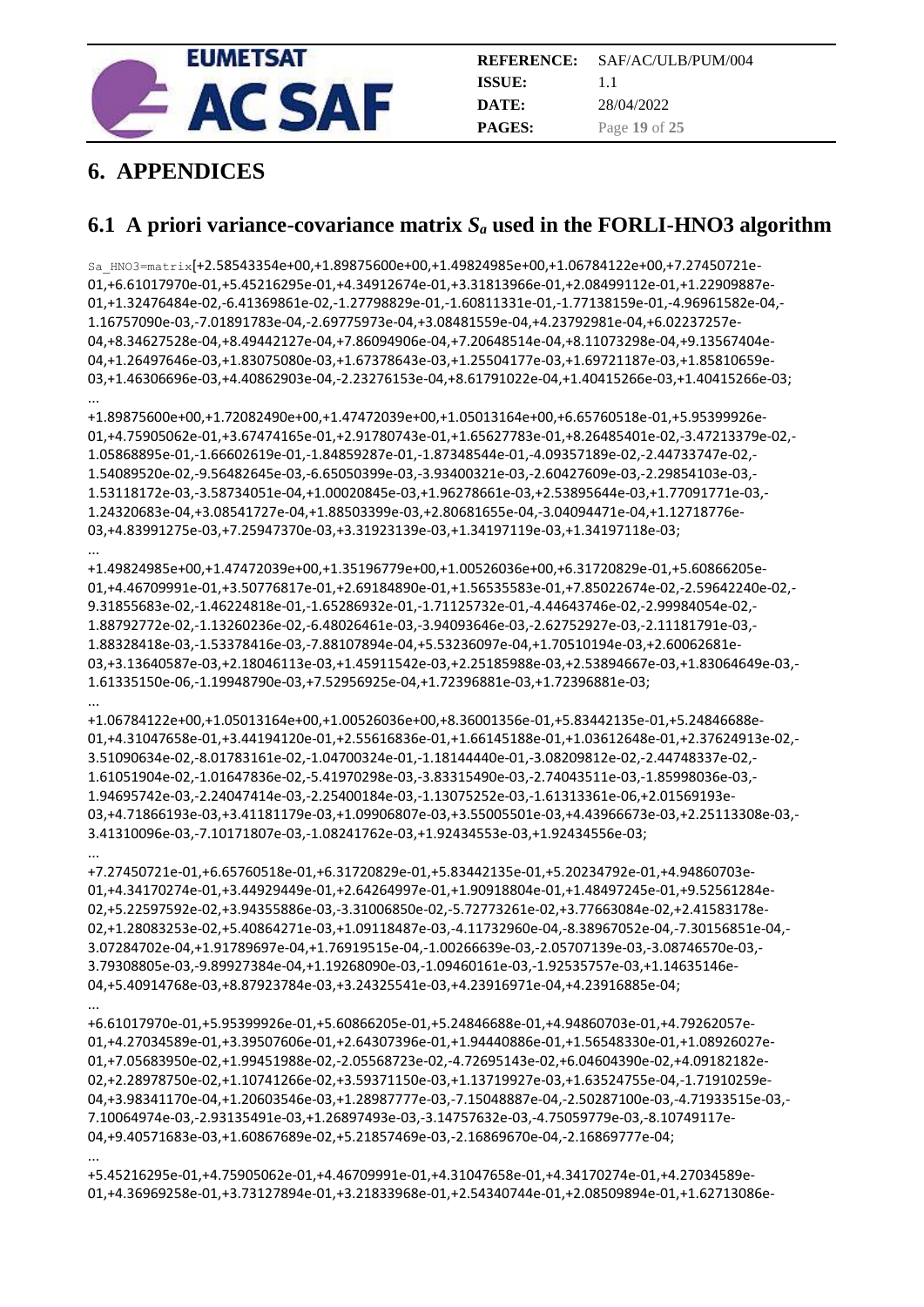# 6. APPENDICES

## 6.1 A priori variance-covariance matrix $S_a$ used in the FORLI-HNO3 algorithm

Sa_HNO3=matrix[+2.58543354e+00,+1.89875600e+00,+1.49824985e+00,+1.06784122e+00,+7.27450721e-01,+6.61017970e-01,+5.45216295e-01,+4.34912674e-01,+3.31813966e-01,+2.08499112e-01,+1.22909887e-01,+1.32476484e-02,-6.41369861e-02,-1.27798829e-01,-1.60811331e-01,-1.77138159e-01,-4.96961582e-04,-1.16757090e-03,-7.01891783e-04,-2.69775973e-04,+3.08481559e-04,+4.23792981e-04,+6.02237257e-04,+8.34627528e-04,+8.49442127e-04,+7.86094906e-04,+7.20648514e-04,+8.11073298e-04,+9.13567404e-04,+1.26497646e-03,+1.83075080e-03,+1.67378643e-03,+1.25504177e-03,+1.69721187e-03,+1.85810659e-03,+1.46306696e-03,+4.40862903e-04,-2.23276153e-04,+8.61791022e-04,+1.40415266e-03,+1.40415266e-03;

...

+1.89875600e+00,+1.72082490e+00,+1.47472039e+00,+1.05013164e+00,+6.65760518e-01,+5.95399926e-01,+4.75905062e-01,+3.67474165e-01,+2.91780743e-01,+1.65627783e-01,+8.26485401e-02,-3.47213379e-02,-1.05868895e-01,-1.66602619e-01,-1.84859287e-01,-1.87348544e-01,-4.09357189e-02,-2.44733747e-02,-1.54089520e-02,-9.56482645e-03,-6.65050399e-03,-3.93400321e-03,-2.60427609e-03,-2.29854103e-03,-1.53118172e-03,-3.58734051e-04,+1.00020845e-03,+1.96278661e-03,+2.53895644e-03,+1.77091771e-03,-1.24320683e-04,+3.08541727e-04,+1.88503399e-03,+2.80681655e-04,-3.04094471e-04,+1.12718776e-03,+4.83991275e-03,+7.25947370e-03,+3.31923139e-03,+1.34197119e-03,+1.34197118e-03;

...

+1.49824985e+00,+1.47472039e+00,+1.35196779e+00,+1.00526036e+00,+6.31720829e-01,+5.60866205e-01,+4.46709991e-01,+3.50776817e-01,+2.69184890e-01,+1.56535583e-01,+7.85022674e-02,-2.59642240e-02,-9.31855683e-02,-1.46224818e-01,-1.65286932e-01,-1.71125732e-01,-4.44643746e-02,-2.99984054e-02,-1.88792772e-02,-1.13260236e-02,-6.48026461e-03,-3.94093646e-03,-2.62752927e-03,-2.11181791e-03,-1.88328418e-03,-1.53378416e-03,-7.88107894e-04,+5.53236097e-04,+1.70510194e-03,+2.60062681e-03,+3.13640587e-03,+2.18046113e-03,+1.45911542e-03,+2.25185988e-03,+2.53894667e-03,+1.83064649e-03,-1.61335150e-06,-1.19948790e-03,+7.52956925e-04,+1.72396881e-03,+1.72396881e-03;

...

+1.06784122e+00,+1.05013164e+00,+1.00526036e+00,+8.36001356e-01,+5.83442135e-01,+5.24846688e-01,+4.31047658e-01,+3.44194120e-01,+2.55616836e-01,+1.66145188e-01,+1.03612648e-01,+2.37624913e-02,-3.51090634e-02,-8.01783161e-02,-1.04700324e-01,-1.18144440e-01,-3.08209812e-02,-2.44748337e-02,-1.61051904e-02,-1.01647836e-02,-5.41970298e-03,-3.83315490e-03,-2.74043511e-03,-1.85998036e-03,-1.94695742e-03,-2.24047414e-03,-2.25400184e-03,-1.13075252e-03,-1.61313361e-06,+2.01569193e-03,+4.71866193e-03,+3.41181179e-03,+1.09906807e-03,+3.55005501e-03,+4.43966673e-03,+2.25113308e-03,-3.41310096e-03,-7.10171807e-03,-1.08241762e-03,+1.92434553e-03,+1.92434556e-03;

...

+7.27450721e-01,+6.65760518e-01,+6.31720829e-01,+5.83442135e-01,+5.20234792e-01,+4.94860703e-01,+4.34170274e-01,+3.44929449e-01,+2.64264997e-01,+1.90918804e-01,+1.48497245e-01,+9.52561284e-02,+5.22597592e-02,+3.94355886e-03,-3.31006850e-02,-5.72773261e-02,+3.77663084e-02,+2.41583178e-02,+1.28083253e-02,+5.40864271e-03,+1.09118487e-03,-4.11732960e-04,-8.38967052e-04,-7.30156851e-04,-3.07284702e-04,+1.91789697e-04,+1.76919515e-04,-1.00266639e-03,-2.05707139e-03,-3.08746570e-03,-3.79308805e-03,-9.89927384e-04,+1.19268090e-03,-1.09460161e-03,-1.92535757e-03,+1.14635146e-04,+5.40914768e-03,+8.87923784e-03,+3.24325541e-03,+4.23916971e-04,+4.23916885e-04;

...

+6.61017970e-01,+5.95399926e-01,+5.60866205e-01,+5.24846688e-01,+4.94860703e-01,+4.79262057e-01,+4.27034589e-01,+3.39507606e-01,+2.64307396e-01,+1.94440886e-01,+1.56548330e-01,+1.08926027e-01,+7.05683950e-02,+1.99451988e-02,-2.05568723e-02,-4.72695143e-02,+6.04604390e-02,+4.09182182e-02,+2.28978750e-02,+1.10741266e-02,+3.59371150e-03,+1.13719927e-03,+1.63524755e-04,-1.71910259e-04,+3.98341170e-04,+1.20603546e-03,+1.28987777e-03,-7.15048887e-04,-2.50287100e-03,-4.71933515e-03,-7.10064974e-03,-2.93135491e-03,+1.26897493e-03,-3.14757632e-03,-4.75059779e-03,-8.10749117e-04,+9.40571683e-03,+1.60867689e-02,+5.21857469e-03,-2.16869670e-04,-2.16869777e-04;

...

+5.45216295e-01,+4.75905062e-01,+4.46709991e-01,+4.31047658e-01,+4.34170274e-01,+4.27034589e-01,+4.36969258e-01,+3.73127894e-01,+3.21833968e-01,+2.54340744e-01,+2.08509894e-01,+1.62713086e-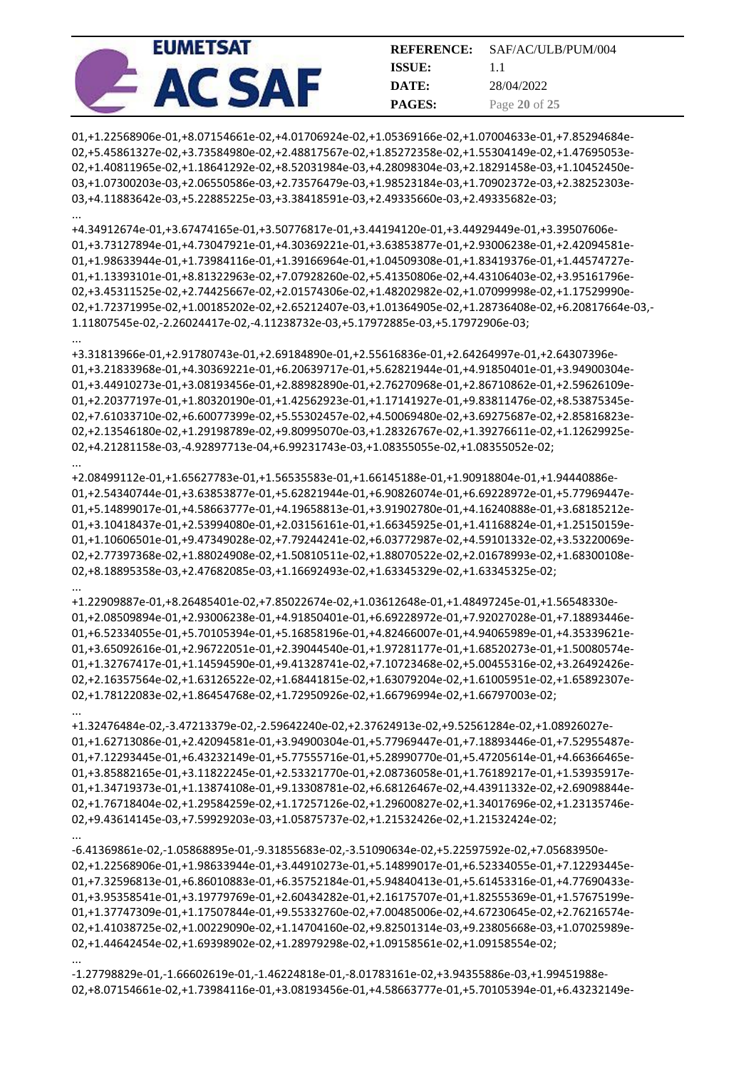01,+1.22568906e-01,+8.07154661e-02,+4.01706924e-02,+1.05369166e-02,+1.07004633e-01,+7.85294684e-02,+5.45861327e-02,+3.73584980e-02,+2.48817567e-02,+1.85272358e-02,+1.55304149e-02,+1.47695053e-02,+1.40811965e-02,+1.18641292e-02,+8.52031984e-03,+4.28098304e-03,+2.18291458e-03,+1.10452450e-03,+1.07300203e-03,+2.06550586e-03,+2.73576479e-03,+1.98523184e-03,+1.70902372e-03,+2.38252303e-03,+4.11883642e-03,+5.22885225e-03,+3.38418591e-03,+2.49335660e-03,+2.49335682e-03;

...

+4.34912674e-01,+3.67474165e-01,+3.50776817e-01,+3.44194120e-01,+3.44929449e-01,+3.39507606e-01,+3.73127894e-01,+4.73047921e-01,+4.30369221e-01,+3.63853877e-01,+2.93006238e-01,+2.42094581e-01,+1.98633944e-01,+1.73984116e-01,+1.39166964e-01,+1.04509308e-01,+1.83419376e-01,+1.44574727e-01,+1.13393101e-01,+8.81322963e-02,+7.07928260e-02,+5.41350806e-02,+4.43106403e-02,+3.95161796e-02,+3.45311525e-02,+2.74425667e-02,+2.01574306e-02,+1.48202982e-02,+1.07099998e-02,+1.17529990e-02,+1.72371995e-02,+1.00185202e-02,+2.65212407e-03,+1.01364905e-02,+1.28736408e-02,+6.20817664e-03,-1.11807545e-02,-2.26024417e-02,-4.11238732e-03,+5.17972885e-03,+5.17972906e-03;

...

+3.31813966e-01,+2.91780743e-01,+2.69184890e-01,+2.55616836e-01,+2.64264997e-01,+2.64307396e-01,+3.21833968e-01,+4.30369221e-01,+6.20639717e-01,+5.62821944e-01,+4.91850401e-01,+3.94900304e-01,+3.44910273e-01,+3.08193456e-01,+2.88982890e-01,+2.76270968e-01,+2.86710862e-01,+2.59626109e-01,+2.20377197e-01,+1.80320190e-01,+1.42562923e-01,+1.17141927e-01,+9.83811476e-02,+8.53875345e-02,+7.61033710e-02,+6.60077399e-02,+5.55302457e-02,+4.50069480e-02,+3.69275687e-02,+2.85816823e-02,+2.13546180e-02,+1.29198789e-02,+9.80995070e-03,+1.28326767e-02,+1.39276611e-02,+1.12629925e-02,+4.21281158e-03,-4.92897713e-04,+6.99231743e-03,+1.08355055e-02,+1.08355052e-02;

...

+2.08499112e-01,+1.65627783e-01,+1.56535583e-01,+1.66145188e-01,+1.90918804e-01,+1.94440886e-01,+2.54340744e-01,+3.63853877e-01,+5.62821944e-01,+6.90826074e-01,+6.69228972e-01,+5.77969447e-01,+5.14899017e-01,+4.58663777e-01,+4.19658813e-01,+3.91902780e-01,+4.16240888e-01,+3.68185212e-01,+3.10418437e-01,+2.53994080e-01,+2.03156161e-01,+1.66345925e-01,+1.41168824e-01,+1.25150159e-01,+1.10606501e-01,+9.47349028e-02,+7.79244241e-02,+6.03772987e-02,+4.59101332e-02,+3.53220069e-02,+2.77397368e-02,+1.88024908e-02,+1.50810511e-02,+1.88070522e-02,+2.01678993e-02,+1.68300108e-02,+8.18895358e-03,+2.47682085e-03,+1.16692493e-02,+1.63345329e-02,+1.63345325e-02;

...

+1.22909887e-01,+8.26485401e-02,+7.85022674e-02,+1.03612648e-01,+1.48497245e-01,+1.56548330e-01,+2.08509894e-01,+2.93006238e-01,+4.91850401e-01,+6.69228972e-01,+7.92027028e-01,+7.18893446e-01,+6.52334055e-01,+5.70105394e-01,+5.16858196e-01,+4.82466007e-01,+4.94065989e-01,+4.35339621e-01,+3.65092616e-01,+2.96722051e-01,+2.39044540e-01,+1.97281177e-01,+1.68520273e-01,+1.50080574e-01,+1.32767417e-01,+1.14594590e-01,+9.41328741e-02,+7.10723468e-02,+5.00455316e-02,+3.26492426e-02,+2.16357564e-02,+1.63126522e-02,+1.68441815e-02,+1.63079204e-02,+1.61005951e-02,+1.65892307e-02,+1.78122083e-02,+1.86454768e-02,+1.72950926e-02,+1.66796994e-02,+1.66797003e-02;

...

+1.32476484e-02,-3.47213379e-02,-2.59642240e-02,+2.37624913e-02,+9.52561284e-02,+1.08926027e-01,+1.62713086e-01,+2.42094581e-01,+3.94900304e-01,+5.77969447e-01,+7.18893446e-01,+7.52955487e-01,+7.12293445e-01,+6.43232149e-01,+5.77555716e-01,+5.28990770e-01,+5.47205614e-01,+4.66366465e-01,+3.85882165e-01,+3.11822245e-01,+2.53321770e-01,+2.08736058e-01,+1.76189217e-01,+1.53935917e-01,+1.34719373e-01,+1.13874108e-01,+9.13308781e-02,+6.68126467e-02,+4.43911332e-02,+2.69098844e-02,+1.76718404e-02,+1.29584259e-02,+1.17257126e-02,+1.29600827e-02,+1.34017696e-02,+1.23135746e-02,+9.43614145e-03,+7.59929203e-03,+1.05875737e-02,+1.21532426e-02,+1.21532424e-02;

...

-6.41369861e-02,-1.05868895e-01,-9.31855683e-02,-3.51090634e-02,+5.22597592e-02,+7.05683950e-02,+1.22568906e-01,+1.98633944e-01,+3.44910273e-01,+5.14899017e-01,+6.52334055e-01,+7.12293445e-01,+7.32596813e-01,+6.86010883e-01,+6.35752184e-01,+5.94840413e-01,+5.61453316e-01,+4.77690433e-01,+3.95358541e-01,+3.19779769e-01,+2.60434282e-01,+2.16175707e-01,+1.82555369e-01,+1.57675199e-01,+1.37747309e-01,+1.17507844e-01,+9.55332760e-02,+7.00485006e-02,+4.67230645e-02,+2.76216574e-02,+1.41038725e-02,+1.00229090e-02,+1.14704160e-02,+9.82501314e-03,+9.23805668e-03,+1.07025989e-02,+1.44642454e-02,+1.69398902e-02,+1.28979298e-02,+1.09158561e-02,+1.09158554e-02;

...

-1.27798829e-01,-1.66602619e-01,-1.46224818e-01,-8.01783161e-02,+3.94355886e-03,+1.99451988e-02,+8.07154661e-02,+1.73984116e-01,+3.08193456e-01,+4.58663777e-01,+5.70105394e-01,+6.43232149e-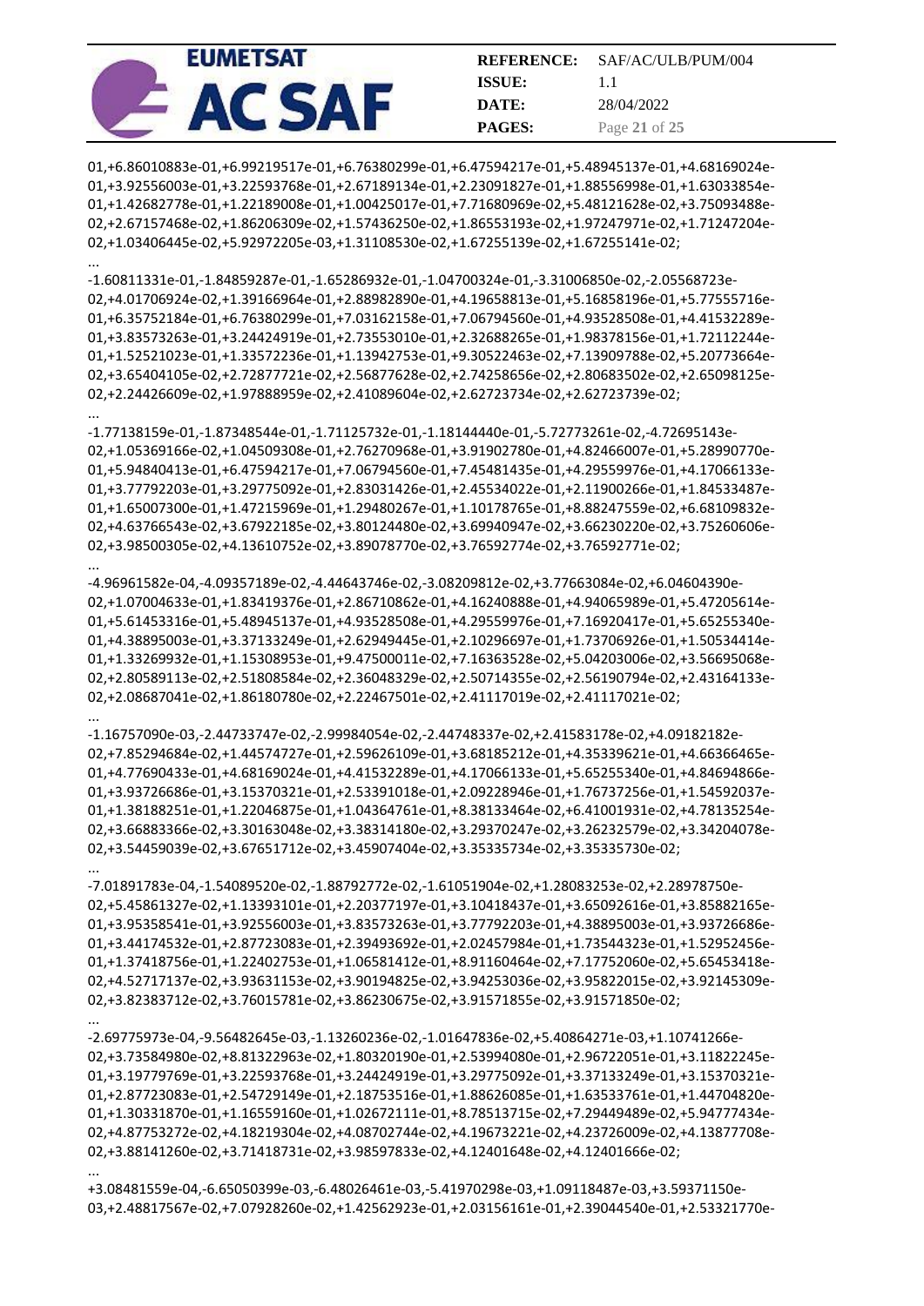01,+6.86010883e-01,+6.99219517e-01,+6.76380299e-01,+6.47594217e-01,+5.48945137e-01,+4.68169024e-01,+3.92556003e-01,+3.22593768e-01,+2.67189134e-01,+2.23091827e-01,+1.88556998e-01,+1.63033854e-01,+1.42682778e-01,+1.22189008e-01,+1.00425017e-01,+7.71680969e-02,+5.48121628e-02,+3.75093488e-02,+2.67157468e-02,+1.86206309e-02,+1.57436250e-02,+1.86553193e-02,+1.97247971e-02,+1.71247204e-02,+1.03406445e-02,+5.92972205e-03,+1.31108530e-02,+1.67255139e-02,+1.67255141e-02;

...

-1.60811331e-01,-1.84859287e-01,-1.65286932e-01,-1.04700324e-01,-3.31006850e-02,-2.05568723e-02,+4.01706924e-02,+1.39166964e-01,+2.88982890e-01,+4.19658813e-01,+5.16858196e-01,+5.77555716e-01,+6.35752184e-01,+6.76380299e-01,+7.03162158e-01,+7.06794560e-01,+4.93528508e-01,+4.41532289e-01,+3.83573263e-01,+3.24424919e-01,+2.73553010e-01,+2.32688265e-01,+1.98378156e-01,+1.72112244e-01,+1.52521023e-01,+1.33572236e-01,+1.13942753e-01,+9.30522463e-02,+7.13909788e-02,+5.20773664e-02,+3.65404105e-02,+2.72877721e-02,+2.56877628e-02,+2.74258656e-02,+2.80683502e-02,+2.65098125e-02,+2.24426609e-02,+1.97888959e-02,+2.41089604e-02,+2.62723734e-02,+2.62723739e-02;

...

-1.77138159e-01,-1.87348544e-01,-1.71125732e-01,-1.18144440e-01,-5.72773261e-02,-4.72695143e-02,+1.05369166e-02,+1.04509308e-01,+2.76270968e-01,+3.91902780e-01,+4.82466007e-01,+5.28990770e-01,+5.94840413e-01,+6.47594217e-01,+7.06794560e-01,+7.45481435e-01,+4.29559976e-01,+4.17066133e-01,+3.77792203e-01,+3.29775092e-01,+2.83031426e-01,+2.45534022e-01,+2.11900266e-01,+1.84533487e-01,+1.65007300e-01,+1.47215969e-01,+1.29480267e-01,+1.10178765e-01,+8.88247559e-02,+6.68109832e-02,+4.63766543e-02,+3.67922185e-02,+3.80124480e-02,+3.69940947e-02,+3.66230220e-02,+3.75260606e-02,+3.98500305e-02,+4.13610752e-02,+3.89078770e-02,+3.76592774e-02,+3.76592771e-02;

...

-4.96961582e-04,-4.09357189e-02,-4.44643746e-02,-3.08209812e-02,+3.77663084e-02,+6.04604390e-02,+1.07004633e-01,+1.83419376e-01,+2.86710862e-01,+4.16240888e-01,+4.94065989e-01,+5.47205614e-01,+5.61453316e-01,+5.48945137e-01,+4.93528508e-01,+4.29559976e-01,+7.16920417e-01,+5.65255340e-01,+4.38895003e-01,+3.37133249e-01,+2.62949445e-01,+2.10296697e-01,+1.73706926e-01,+1.50534414e-01,+1.33269932e-01,+1.15308953e-01,+9.47500011e-02,+7.16363528e-02,+5.04203006e-02,+3.56695068e-02,+2.80589113e-02,+2.51808584e-02,+2.36048329e-02,+2.50714355e-02,+2.56190794e-02,+2.43164133e-02,+2.08687041e-02,+1.86180780e-02,+2.22467501e-02,+2.41117019e-02,+2.41117021e-02;

...

-1.16757090e-03,-2.44733747e-02,-2.99984054e-02,-2.44748337e-02,+2.41583178e-02,+4.09182182e-02,+7.85294684e-02,+1.44574727e-01,+2.59626109e-01,+3.68185212e-01,+4.35339621e-01,+4.66366465e-01,+4.77690433e-01,+4.68169024e-01,+4.41532289e-01,+4.17066133e-01,+5.65255340e-01,+4.84694866e-01,+3.93726686e-01,+3.15370321e-01,+2.53391018e-01,+2.09228946e-01,+1.76737256e-01,+1.54592037e-01,+1.38188251e-01,+1.22046875e-01,+1.04364761e-01,+8.38133464e-02,+6.41001931e-02,+4.78135254e-02,+3.66883366e-02,+3.30163048e-02,+3.38314180e-02,+3.29370247e-02,+3.26232579e-02,+3.34204078e-02,+3.54459039e-02,+3.67651712e-02,+3.45907404e-02,+3.35335734e-02,+3.35335730e-02;

...

-7.01891783e-04,-1.54089520e-02,-1.88792772e-02,-1.61051904e-02,+1.28083253e-02,+2.28978750e-02,+5.45861327e-02,+1.13393101e-01,+2.20377197e-01,+3.10418437e-01,+3.65092616e-01,+3.85882165e-01,+3.95358541e-01,+3.92556003e-01,+3.83573263e-01,+3.77792203e-01,+4.38895003e-01,+3.93726686e-01,+3.44174532e-01,+2.87723083e-01,+2.39493692e-01,+2.02457984e-01,+1.73544323e-01,+1.52952456e-01,+1.37418756e-01,+1.22402753e-01,+1.06581412e-01,+8.91160464e-02,+7.17752060e-02,+5.65453418e-02,+4.52717137e-02,+3.93631153e-02,+3.90194825e-02,+3.94253036e-02,+3.95822015e-02,+3.92145309e-02,+3.82383712e-02,+3.76015781e-02,+3.86230675e-02,+3.91571855e-02,+3.91571850e-02;

...

-2.69775973e-04,-9.56482645e-03,-1.13260236e-02,-1.01647836e-02,+5.40864271e-03,+1.10741266e-02,+3.73584980e-02,+8.81322963e-02,+1.80320190e-01,+2.53994080e-01,+2.96722051e-01,+3.11822245e-01,+3.19779769e-01,+3.22593768e-01,+3.24424919e-01,+3.29775092e-01,+3.37133249e-01,+3.15370321e-01,+2.87723083e-01,+2.54729149e-01,+2.18753516e-01,+1.88626085e-01,+1.63533761e-01,+1.44704820e-01,+1.30331870e-01,+1.16559160e-01,+1.02672111e-01,+8.78513715e-02,+7.29449489e-02,+5.94777434e-02,+4.87753272e-02,+4.18219304e-02,+4.08702744e-02,+4.19673221e-02,+4.23726009e-02,+4.13877708e-02,+3.88141260e-02,+3.71418731e-02,+3.98597833e-02,+4.12401648e-02,+4.12401666e-02;

...

+3.08481559e-04,-6.65050399e-03,-6.48026461e-03,-5.41970298e-03,+1.09118487e-03,+3.59371150e-03,+2.48817567e-02,+7.07928260e-02,+1.42562923e-01,+2.03156161e-01,+2.39044540e-01,+2.53321770e-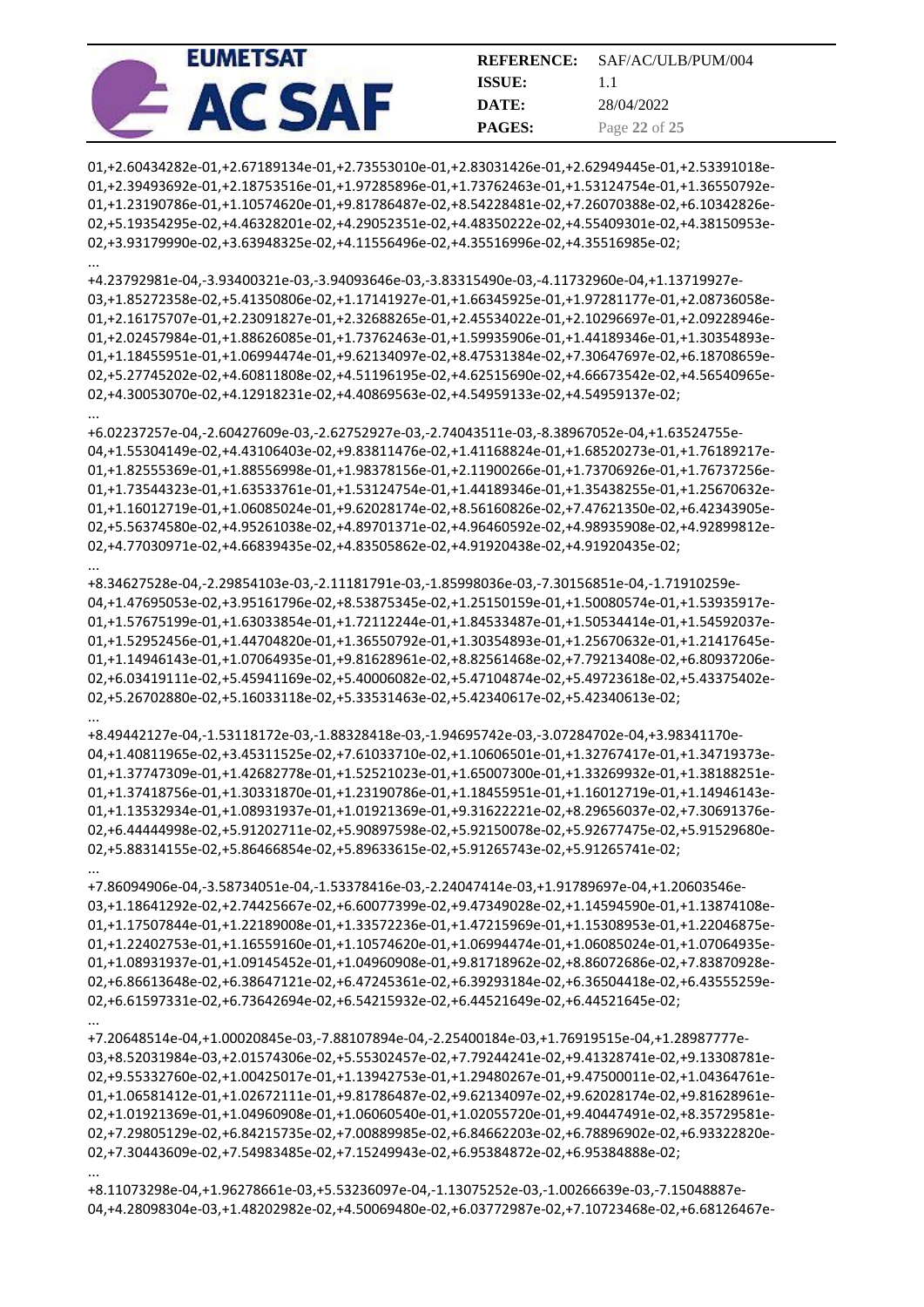01,+2.60434282e-01,+2.67189134e-01,+2.73553010e-01,+2.83031426e-01,+2.62949445e-01,+2.53391018e-01,+2.39493692e-01,+2.18753516e-01,+1.97285896e-01,+1.73762463e-01,+1.53124754e-01,+1.36550792e-01,+1.23190786e-01,+1.10574620e-01,+9.81786487e-02,+8.54228481e-02,+7.26070388e-02,+6.10342826e-02,+5.19354295e-02,+4.46328201e-02,+4.29052351e-02,+4.48350222e-02,+4.55409301e-02,+4.38150953e-02,+3.93179990e-02,+3.63948325e-02,+4.11556496e-02,+4.35516996e-02,+4.35516985e-02;

...

+4.23792981e-04,-3.93400321e-03,-3.94093646e-03,-3.83315490e-03,-4.11732960e-04,+1.13719927e-03,+1.85272358e-02,+5.41350806e-02,+1.17141927e-01,+1.66345925e-01,+1.97281177e-01,+2.08736058e-01,+2.16175707e-01,+2.23091827e-01,+2.32688265e-01,+2.45534022e-01,+2.10296697e-01,+2.09228946e-01,+2.02457984e-01,+1.88626085e-01,+1.73762463e-01,+1.59935906e-01,+1.44189346e-01,+1.30354893e-01,+1.18455951e-01,+1.06994474e-01,+9.62134097e-02,+8.47531384e-02,+7.30647697e-02,+6.18708659e-02,+5.27745202e-02,+4.60811808e-02,+4.51196195e-02,+4.62515690e-02,+4.66673542e-02,+4.56540965e-02,+4.30053070e-02,+4.12918231e-02,+4.40869563e-02,+4.54959133e-02,+4.54959137e-02;

...

+6.02237257e-04,-2.60427609e-03,-2.62752927e-03,-2.74043511e-03,-8.38967052e-04,+1.63524755e-04,+1.55304149e-02,+4.43106403e-02,+9.83811476e-02,+1.41168824e-01,+1.68520273e-01,+1.76189217e-01,+1.82555369e-01,+1.88556998e-01,+1.98378156e-01,+2.11900266e-01,+1.73706926e-01,+1.76737256e-01,+1.73544323e-01,+1.63533761e-01,+1.53124754e-01,+1.44189346e-01,+1.35438255e-01,+1.25670632e-01,+1.16012719e-01,+1.06085024e-01,+9.62028174e-02,+8.56160826e-02,+7.47621350e-02,+6.42343905e-02,+5.56374580e-02,+4.95261038e-02,+4.89701371e-02,+4.96460592e-02,+4.98935908e-02,+4.92899812e-02,+4.77030971e-02,+4.66839435e-02,+4.83505862e-02,+4.91920438e-02,+4.91920435e-02;

...

+8.34627528e-04,-2.29854103e-03,-2.11181791e-03,-1.85998036e-03,-7.30156851e-04,-1.71910259e-04,+1.47695053e-02,+3.95161796e-02,+8.53875345e-02,+1.25150159e-01,+1.50080574e-01,+1.53935917e-01,+1.57675199e-01,+1.63033854e-01,+1.72112244e-01,+1.84533487e-01,+1.50534414e-01,+1.54592037e-01,+1.52952456e-01,+1.44704820e-01,+1.36550792e-01,+1.30354893e-01,+1.25670632e-01,+1.21417645e-01,+1.14946143e-01,+1.07064935e-01,+9.81628961e-02,+8.82561468e-02,+7.79213408e-02,+6.80937206e-02,+6.03419111e-02,+5.45941169e-02,+5.40006082e-02,+5.47104874e-02,+5.49723618e-02,+5.43375402e-02,+5.26702880e-02,+5.16033118e-02,+5.33531463e-02,+5.42340617e-02,+5.42340613e-02;

...

+8.49442127e-04,-1.53118172e-03,-1.88328418e-03,-1.94695742e-03,-3.07284702e-04,+3.98341170e-04,+1.40811965e-02,+3.45311525e-02,+7.61033710e-02,+1.10606501e-01,+1.32767417e-01,+1.34719373e-01,+1.37747309e-01,+1.42682778e-01,+1.52521023e-01,+1.65007300e-01,+1.33269932e-01,+1.38188251e-01,+1.37418756e-01,+1.30331870e-01,+1.23190786e-01,+1.18455951e-01,+1.16012719e-01,+1.14946143e-01,+1.13532934e-01,+1.08931937e-01,+1.01921369e-01,+9.31622221e-02,+8.29656037e-02,+7.30691376e-02,+6.44444998e-02,+5.91202711e-02,+5.90897598e-02,+5.92150078e-02,+5.92677475e-02,+5.91529680e-02,+5.88314155e-02,+5.86466854e-02,+5.89633615e-02,+5.91265743e-02,+5.91265741e-02;

...

+7.86094906e-04,-3.58734051e-04,-1.53378416e-03,-2.24047414e-03,+1.91789697e-04,+1.20603546e-03,+1.18641292e-02,+2.74425667e-02,+6.60077399e-02,+9.47349028e-02,+1.14594590e-01,+1.13874108e-01,+1.17507844e-01,+1.22189008e-01,+1.33572236e-01,+1.47215969e-01,+1.15308953e-01,+1.22046875e-01,+1.22402753e-01,+1.16559160e-01,+1.10574620e-01,+1.06994474e-01,+1.06085024e-01,+1.07064935e-01,+1.08931937e-01,+1.09145452e-01,+1.04960908e-01,+9.81718962e-02,+8.86072686e-02,+7.83870928e-02,+6.86613648e-02,+6.38647121e-02,+6.47245361e-02,+6.39293184e-02,+6.36504418e-02,+6.43555259e-02,+6.61597331e-02,+6.73642694e-02,+6.54215932e-02,+6.44521649e-02,+6.44521645e-02;

...

+7.20648514e-04,+1.00020845e-03,-7.88107894e-04,-2.25400184e-03,+1.76919515e-04,+1.28987777e-03,+8.52031984e-03,+2.01574306e-02,+5.55302457e-02,+7.79244241e-02,+9.41328741e-02,+9.13308781e-02,+9.55332760e-02,+1.00425017e-01,+1.13942753e-01,+1.29480267e-01,+9.47500011e-02,+1.04364761e-01,+1.06581412e-01,+1.02672111e-01,+9.81786487e-02,+9.62134097e-02,+9.62028174e-02,+9.81628961e-02,+1.01921369e-01,+1.04960908e-01,+1.06060540e-01,+1.02055720e-01,+9.40447491e-02,+8.35729581e-02,+7.29805129e-02,+6.84215735e-02,+7.00889985e-02,+6.84662203e-02,+6.78896902e-02,+6.93322820e-02,+7.30443609e-02,+7.54983485e-02,+7.15249943e-02,+6.95384872e-02,+6.95384888e-02;

...

+8.11073298e-04,+1.96278661e-03,+5.53236097e-04,-1.13075252e-03,-1.00266639e-03,-7.15048887e-04,+4.28098304e-03,+1.48202982e-02,+4.50069480e-02,+6.03772987e-02,+7.10723468e-02,+6.68126467e-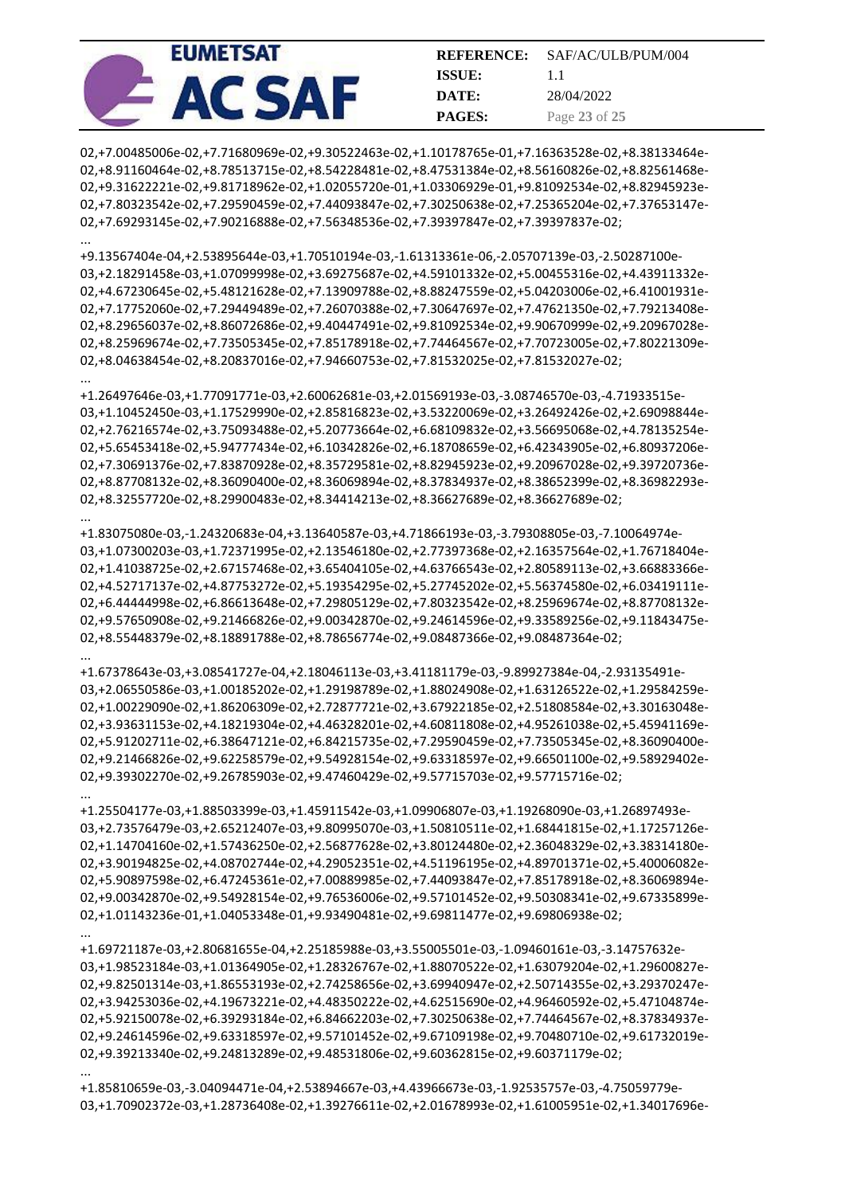02,+7.00485006e-02,+7.71680969e-02,+9.30522463e-02,+1.10178765e-01,+7.16363528e-02,+8.38133464e-02,+8.91160464e-02,+8.78513715e-02,+8.54228481e-02,+8.47531384e-02,+8.56160826e-02,+8.82561468e-02,+9.31622221e-02,+9.81718962e-02,+1.02055720e-01,+1.03306929e-01,+9.81092534e-02,+8.82945923e-02,+7.80323542e-02,+7.29590459e-02,+7.44093847e-02,+7.30250638e-02,+7.25365204e-02,+7.37653147e-02,+7.69293145e-02,+7.90216888e-02,+7.56348536e-02,+7.39397847e-02,+7.39397837e-02;

...

+9.13567404e-04,+2.53895644e-03,+1.70510194e-03,-1.61313361e-06,-2.05707139e-03,-2.50287100e-03,+2.18291458e-03,+1.07099998e-02,+3.69275687e-02,+4.59101332e-02,+5.00455316e-02,+4.43911332e-02,+4.67230645e-02,+5.48121628e-02,+7.13909788e-02,+8.88247559e-02,+5.04203006e-02,+6.41001931e-02,+7.17752060e-02,+7.29449489e-02,+7.26070388e-02,+7.30647697e-02,+7.47621350e-02,+7.79213408e-02,+8.29656037e-02,+8.86072686e-02,+9.40447491e-02,+9.81092534e-02,+9.90670999e-02,+9.20967028e-02,+8.25969674e-02,+7.73505345e-02,+7.85178918e-02,+7.74464567e-02,+7.70723005e-02,+7.80221309e-02,+8.04638454e-02,+8.20837016e-02,+7.94660753e-02,+7.81532025e-02,+7.81532027e-02;

...

+1.26497646e-03,+1.77091771e-03,+2.60062681e-03,+2.01569193e-03,-3.08746570e-03,-4.71933515e-03,+1.10452450e-03,+1.17529990e-02,+2.85816823e-02,+3.53220069e-02,+3.26492426e-02,+2.69098844e-02,+2.76216574e-02,+3.75093488e-02,+5.20773664e-02,+6.68109832e-02,+3.56695068e-02,+4.78135254e-02,+5.65453418e-02,+5.94777434e-02,+6.10342826e-02,+6.18708659e-02,+6.42343905e-02,+6.80937206e-02,+7.30691376e-02,+7.83870928e-02,+8.35729581e-02,+8.82945923e-02,+9.20967028e-02,+9.39720736e-02,+8.87708132e-02,+8.36090400e-02,+8.36069894e-02,+8.37834937e-02,+8.38652399e-02,+8.36982293e-02,+8.32557720e-02,+8.29900483e-02,+8.34414213e-02,+8.36627689e-02,+8.36627689e-02;

...

+1.83075080e-03,-1.24320683e-04,+3.13640587e-03,+4.71866193e-03,-3.79308805e-03,-7.10064974e-03,+1.07300203e-03,+1.72371995e-02,+2.13546180e-02,+2.77397368e-02,+2.16357564e-02,+1.76718404e-02,+1.41038725e-02,+2.67157468e-02,+3.65404105e-02,+4.63766543e-02,+2.80589113e-02,+3.66883366e-02,+4.52717137e-02,+4.87753272e-02,+5.19354295e-02,+5.27745202e-02,+5.56374580e-02,+6.03419111e-02,+6.44444998e-02,+6.86613648e-02,+7.29805129e-02,+7.80323542e-02,+8.25969674e-02,+8.87708132e-02,+9.57650908e-02,+9.21466826e-02,+9.00342870e-02,+9.24614596e-02,+9.33589256e-02,+9.11843475e-02,+8.55448379e-02,+8.18891788e-02,+8.78656774e-02,+9.08487366e-02,+9.08487364e-02;

...

+1.67378643e-03,+3.08541727e-04,+2.18046113e-03,+3.41181179e-03,-9.89927384e-04,-2.93135491e-03,+2.06550586e-03,+1.00185202e-02,+1.29198789e-02,+1.88024908e-02,+1.63126522e-02,+1.29584259e-02,+1.00229090e-02,+1.86206309e-02,+2.72877721e-02,+3.67922185e-02,+2.51808584e-02,+3.30163048e-02,+3.93631153e-02,+4.18219304e-02,+4.46328201e-02,+4.60811808e-02,+4.95261038e-02,+5.45941169e-02,+5.91202711e-02,+6.38647121e-02,+6.84215735e-02,+7.29590459e-02,+7.73505345e-02,+8.36090400e-02,+9.21466826e-02,+9.62258579e-02,+9.54928154e-02,+9.63318597e-02,+9.66501100e-02,+9.58929402e-02,+9.39302270e-02,+9.26785903e-02,+9.47460429e-02,+9.57715703e-02,+9.57715716e-02;

...

+1.25504177e-03,+1.88503399e-03,+1.45911542e-03,+1.09906807e-03,+1.19268090e-03,+1.26897493e-03,+2.73576479e-03,+2.65212407e-03,+9.80995070e-03,+1.50810511e-02,+1.68441815e-02,+1.17257126e-02,+1.14704160e-02,+1.57436250e-02,+2.56877628e-02,+3.80124480e-02,+2.36048329e-02,+3.38314180e-02,+3.90194825e-02,+4.08702744e-02,+4.29052351e-02,+4.51196195e-02,+4.89701371e-02,+5.40006082e-02,+5.90897598e-02,+6.47245361e-02,+7.00889985e-02,+7.44093847e-02,+7.85178918e-02,+8.36069894e-02,+9.00342870e-02,+9.54928154e-02,+9.76536006e-02,+9.57101452e-02,+9.50308341e-02,+9.67335899e-02,+1.01143236e-01,+1.04053348e-01,+9.93490481e-02,+9.69811477e-02,+9.69806938e-02;

...

+1.69721187e-03,+2.80681655e-04,+2.25185988e-03,+3.55005501e-03,-1.09460161e-03,-3.14757632e-03,+1.98523184e-03,+1.01364905e-02,+1.28326767e-02,+1.88070522e-02,+1.63079204e-02,+1.29600827e-02,+9.82501314e-03,+1.86553193e-02,+2.74258656e-02,+3.69940947e-02,+2.50714355e-02,+3.29370247e-02,+3.94253036e-02,+4.19673221e-02,+4.48350222e-02,+4.62515690e-02,+4.96460592e-02,+5.47104874e-02,+5.92150078e-02,+6.39293184e-02,+6.84662203e-02,+7.30250638e-02,+7.74464567e-02,+8.37834937e-02,+9.24614596e-02,+9.63318597e-02,+9.57101452e-02,+9.67109198e-02,+9.70480710e-02,+9.61732019e-02,+9.39213340e-02,+9.24813289e-02,+9.48531806e-02,+9.60362815e-02,+9.60371179e-02;

...

+1.85810659e-03,-3.04094471e-04,+2.53894667e-03,+4.43966673e-03,-1.92535757e-03,-4.75059779e-03,+1.70902372e-03,+1.28736408e-02,+1.39276611e-02,+2.01678993e-02,+1.61005951e-02,+1.34017696e-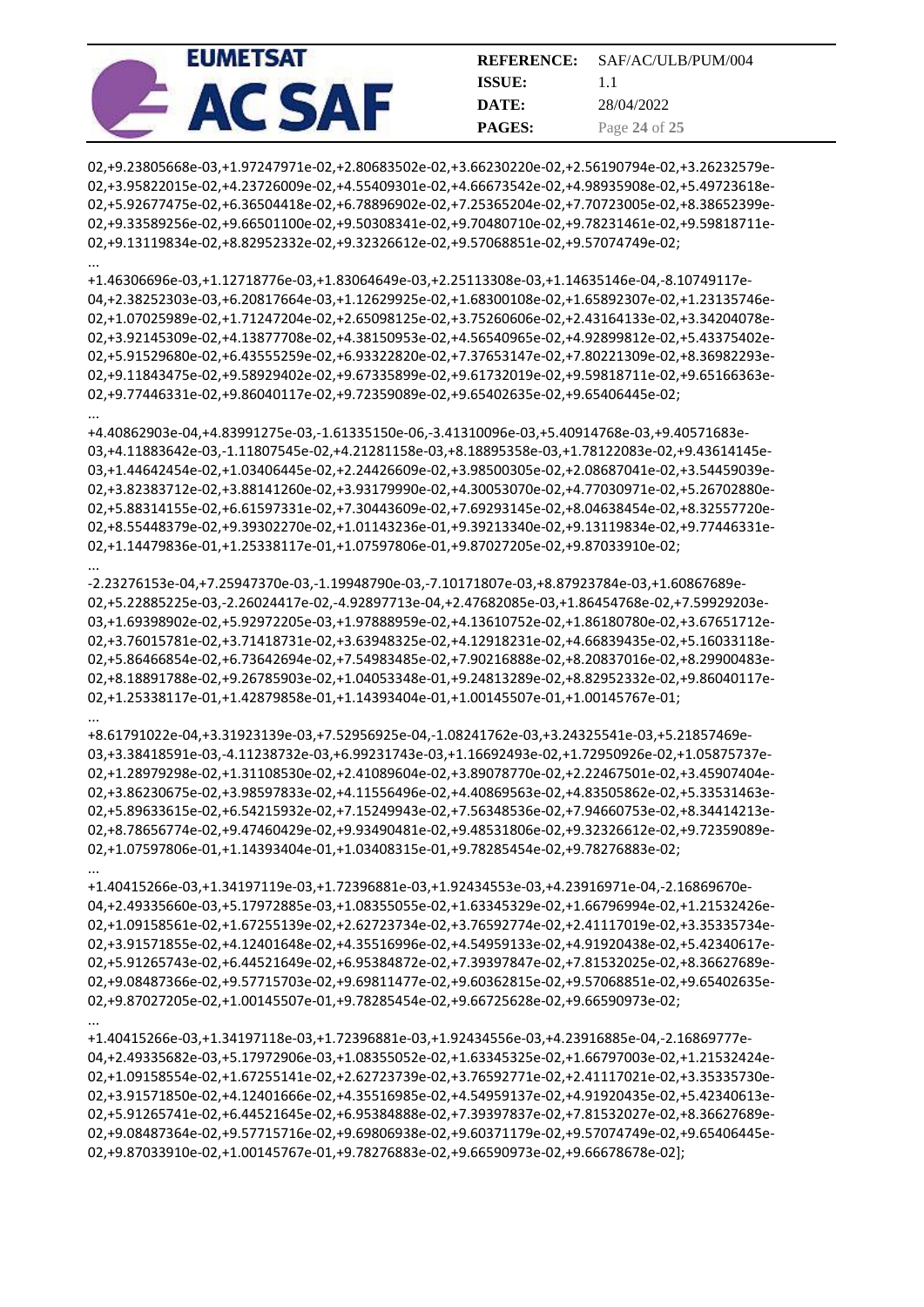02,+9.23805668e-03,+1.97247971e-02,+2.80683502e-02,+3.66230220e-02,+2.56190794e-02,+3.26232579e-02,+3.95822015e-02,+4.23726009e-02,+4.55409301e-02,+4.66673542e-02,+4.98935908e-02,+5.49723618e-02,+5.92677475e-02,+6.36504418e-02,+6.78896902e-02,+7.25365204e-02,+7.70723005e-02,+8.38652399e-02,+9.33589256e-02,+9.66501100e-02,+9.50308341e-02,+9.70480710e-02,+9.78231461e-02,+9.59818711e-02,+9.13119834e-02,+8.82952332e-02,+9.32326612e-02,+9.57068851e-02,+9.57074749e-02;

...

+1.46306696e-03,+1.12718776e-03,+1.83064649e-03,+2.25113308e-03,+1.14635146e-04,-8.10749117e-04,+2.38252303e-03,+6.20817664e-03,+1.12629925e-02,+1.68300108e-02,+1.65892307e-02,+1.23135746e-02,+1.07025989e-02,+1.71247204e-02,+2.65098125e-02,+3.75260606e-02,+2.43164133e-02,+3.34204078e-02,+3.92145309e-02,+4.13877708e-02,+4.38150953e-02,+4.56540965e-02,+4.92899812e-02,+5.43375402e-02,+5.91529680e-02,+6.43555259e-02,+6.93322820e-02,+7.37653147e-02,+7.80221309e-02,+8.36982293e-02,+9.11843475e-02,+9.58929402e-02,+9.67335899e-02,+9.61732019e-02,+9.59818711e-02,+9.65166363e-02,+9.77446331e-02,+9.86040117e-02,+9.72359089e-02,+9.65402635e-02,+9.65406445e-02;

...

+4.40862903e-04,+4.83991275e-03,-1.61335150e-06,-3.41310096e-03,+5.40914768e-03,+9.40571683e-03,+4.11883642e-03,-1.11807545e-02,+4.21281158e-03,+8.18895358e-03,+1.78122083e-02,+9.43614145e-03,+1.44642454e-02,+1.03406445e-02,+2.24426609e-02,+3.98500305e-02,+2.08687041e-02,+3.54459039e-02,+3.82383712e-02,+3.88141260e-02,+3.93179990e-02,+4.30053070e-02,+4.77030971e-02,+5.26702880e-02,+5.88314155e-02,+6.61597331e-02,+7.30443609e-02,+7.69293145e-02,+8.04638454e-02,+8.32557720e-02,+8.55448379e-02,+9.39302270e-02,+1.01143236e-01,+9.39213340e-02,+9.13119834e-02,+9.77446331e-02,+1.14479836e-01,+1.25338117e-01,+1.07597806e-01,+9.87027205e-02,+9.87033910e-02;

...

-2.23276153e-04,+7.25947370e-03,-1.19948790e-03,-7.10171807e-03,+8.87923784e-03,+1.60867689e-02,+5.22885225e-03,-2.26024417e-02,-4.92897713e-04,+2.47682085e-03,+1.86454768e-02,+7.59929203e-03,+1.69398902e-02,+5.92972205e-03,+1.97888959e-02,+4.13610752e-02,+1.86180780e-02,+3.67651712e-02,+3.76015781e-02,+3.71418731e-02,+3.63948325e-02,+4.12918231e-02,+4.66839435e-02,+5.16033118e-02,+5.86466854e-02,+6.73642694e-02,+7.54983485e-02,+7.90216888e-02,+8.20837016e-02,+8.29900483e-02,+8.18891788e-02,+9.26785903e-02,+1.04053348e-01,+9.24813289e-02,+8.82952332e-02,+9.86040117e-02,+1.25338117e-01,+1.42879858e-01,+1.14393404e-01,+1.00145507e-01,+1.00145767e-01;

...

+8.61791022e-04,+3.31923139e-03,+7.52956925e-04,-1.08241762e-03,+3.24325541e-03,+5.21857469e-03,+3.38418591e-03,-4.11238732e-03,+6.99231743e-03,+1.16692493e-02,+1.72950926e-02,+1.05875737e-02,+1.28979298e-02,+1.31108530e-02,+2.41089604e-02,+3.89078770e-02,+2.22467501e-02,+3.45907404e-02,+3.86230675e-02,+3.98597833e-02,+4.11556496e-02,+4.40869563e-02,+4.83505862e-02,+5.33531463e-02,+5.89633615e-02,+6.54215932e-02,+7.15249943e-02,+7.56348536e-02,+7.94660753e-02,+8.34414213e-02,+8.78656774e-02,+9.47460429e-02,+9.93490481e-02,+9.48531806e-02,+9.32326612e-02,+9.72359089e-02,+1.07597806e-01,+1.14393404e-01,+1.03408315e-01,+9.78285454e-02,+9.78276883e-02;

...

+1.40415266e-03,+1.34197119e-03,+1.72396881e-03,+1.92434553e-03,+4.23916971e-04,-2.16869670e-04,+2.49335660e-03,+5.17972885e-03,+1.08355055e-02,+1.63345329e-02,+1.66796994e-02,+1.21532426e-02,+1.09158561e-02,+1.67255139e-02,+2.62723734e-02,+3.76592774e-02,+2.41117019e-02,+3.35335734e-02,+3.91571855e-02,+4.12401648e-02,+4.35516996e-02,+4.54959133e-02,+4.91920438e-02,+5.42340617e-02,+5.91265743e-02,+6.44521649e-02,+6.95384872e-02,+7.39397847e-02,+7.81532025e-02,+8.36627689e-02,+9.08487366e-02,+9.57715703e-02,+9.69811477e-02,+9.60362815e-02,+9.57068851e-02,+9.65402635e-02,+9.87027205e-02,+1.00145507e-01,+9.78285454e-02,+9.66725628e-02,+9.66590973e-02;

...

+1.40415266e-03,+1.34197118e-03,+1.72396881e-03,+1.92434556e-03,+4.23916885e-04,-2.16869777e-04,+2.49335682e-03,+5.17972906e-03,+1.08355052e-02,+1.63345325e-02,+1.66797003e-02,+1.21532424e-02,+1.09158554e-02,+1.67255141e-02,+2.62723739e-02,+3.76592771e-02,+2.41117021e-02,+3.35335730e-02,+3.91571850e-02,+4.12401666e-02,+4.35516985e-02,+4.54959137e-02,+4.91920435e-02,+5.42340613e-02,+5.91265741e-02,+6.44521645e-02,+6.95384888e-02,+7.39397837e-02,+7.81532027e-02,+8.36627689e-02,+9.08487364e-02,+9.57715716e-02,+9.69806938e-02,+9.60371179e-02,+9.57074749e-02,+9.65406445e-02,+9.87033910e-02,+1.00145767e-01,+9.78276883e-02,+9.66590973e-02,+9.66678678e-02];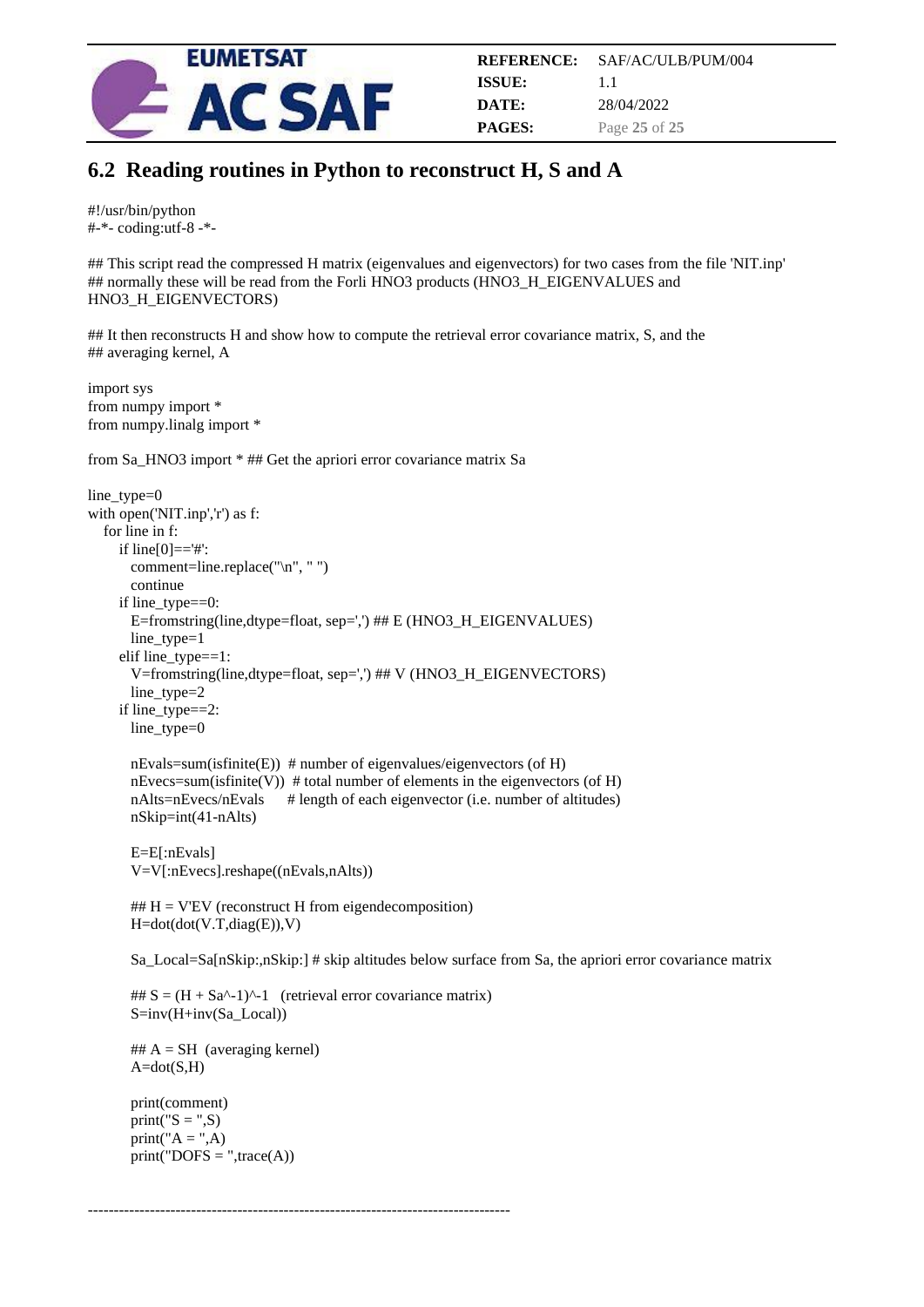## 6.2 Reading routines in Python to reconstruct H, S and A

```
#!/usr/bin/python
#-*- coding:utf-8 -*-

## This script read the compressed H matrix (eigenvalues and eigenvectors) for two cases from the file 'NIT.inp'
## normally these will be read from the Forli HNO3 products (HNO3_H_EIGENVALUES and HNO3_H_EIGENVECTORS)

## It then reconstructs H and show how to compute the retrieval error covariance matrix, S, and the
## averaging kernel, A

import sys
from numpy import *
from numpy.linalg import *

from Sa_HNO3 import * ## Get the apriori error covariance matrix Sa

line_type=0
with open('NIT.inp','r') as f:
  for line in f:
    if line[0]=='#':
      comment=line.replace("\n", " ")
      continue
    if line_type==0:
      E=fromstring(line,dtype=float, sep=',') ## E (HNO3_H_EIGENVALUES)
      line_type=1
    elif line_type==1:
      V=fromstring(line,dtype=float, sep=',') ## V (HNO3_H_EIGENVECTORS)
      line_type=2
    if line_type==2:
      line_type=0

      nEvals=sum(isfinite(E))  # number of eigenvalues/eigenvectors (of H)
      nEvecs=sum(isfinite(V))  # total number of elements in the eigenvectors (of H)
      nAlts=nEvecs/nEvals      # length of each eigenvector (i.e. number of altitudes)
      nSkip=int(41-nAlts)

      E=E[:nEvals]
      V=V[:nEvecs].reshape((nEvals,nAlts))

      ## H = V'EV (reconstruct H from eigendecomposition)
      H=dot(dot(V.T,diag(E)),V)

      Sa_Local=Sa[nSkip:,nSkip:] # skip altitudes below surface from Sa, the apriori error covariance matrix

      ## S = (H + Sa^-1)^-1  (retrieval error covariance matrix)
      S=inv(H+inv(Sa_Local))

      ## A = SH  (averaging kernel)
      A=dot(S,H)

      print(comment)
      print("S = ",S)
      print("A = ",A)
      print("DOFS = ",trace(A))
```

---